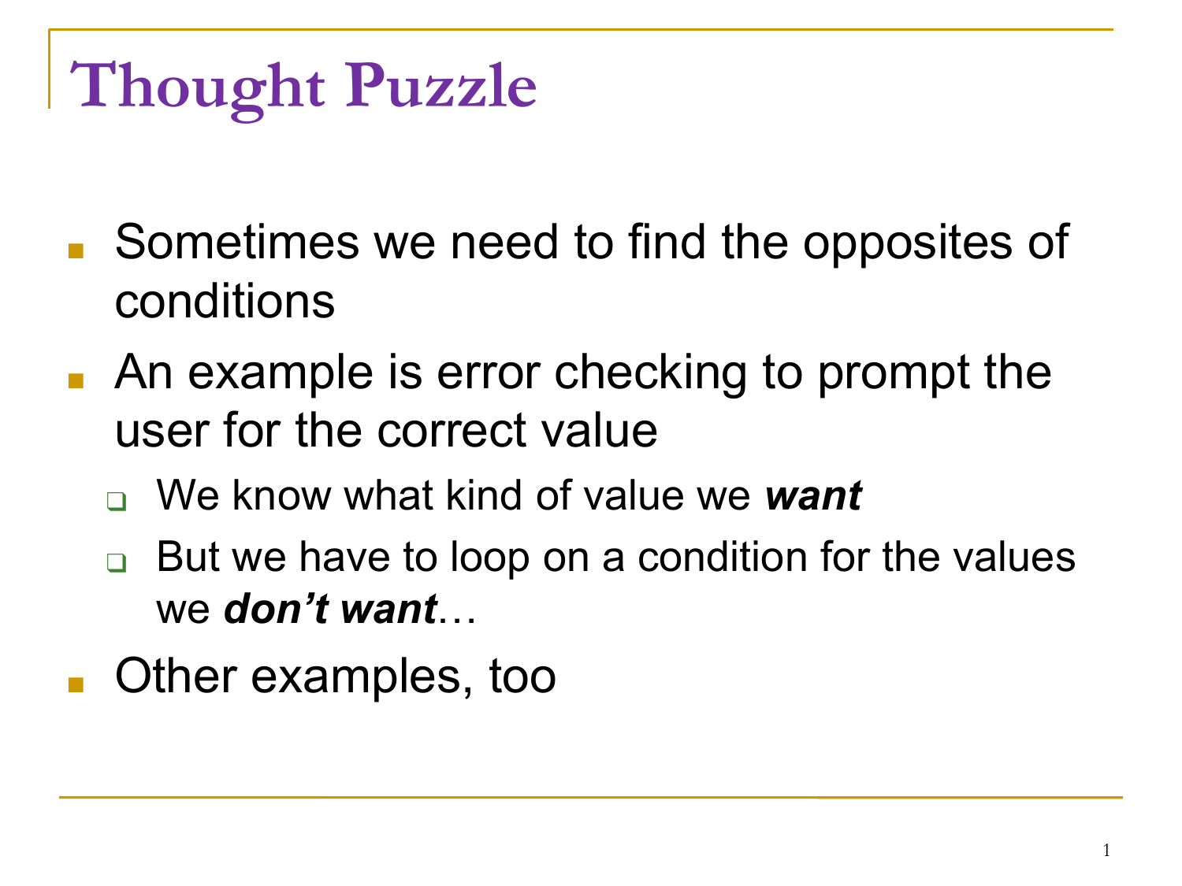# Thought Puzzle

- Sometimes we need to find the opposites of conditions
- An example is error checking to prompt the user for the correct value
  - We know what kind of value we ***want***
  - But we have to loop on a condition for the values we ***don't want***…
- Other examples, too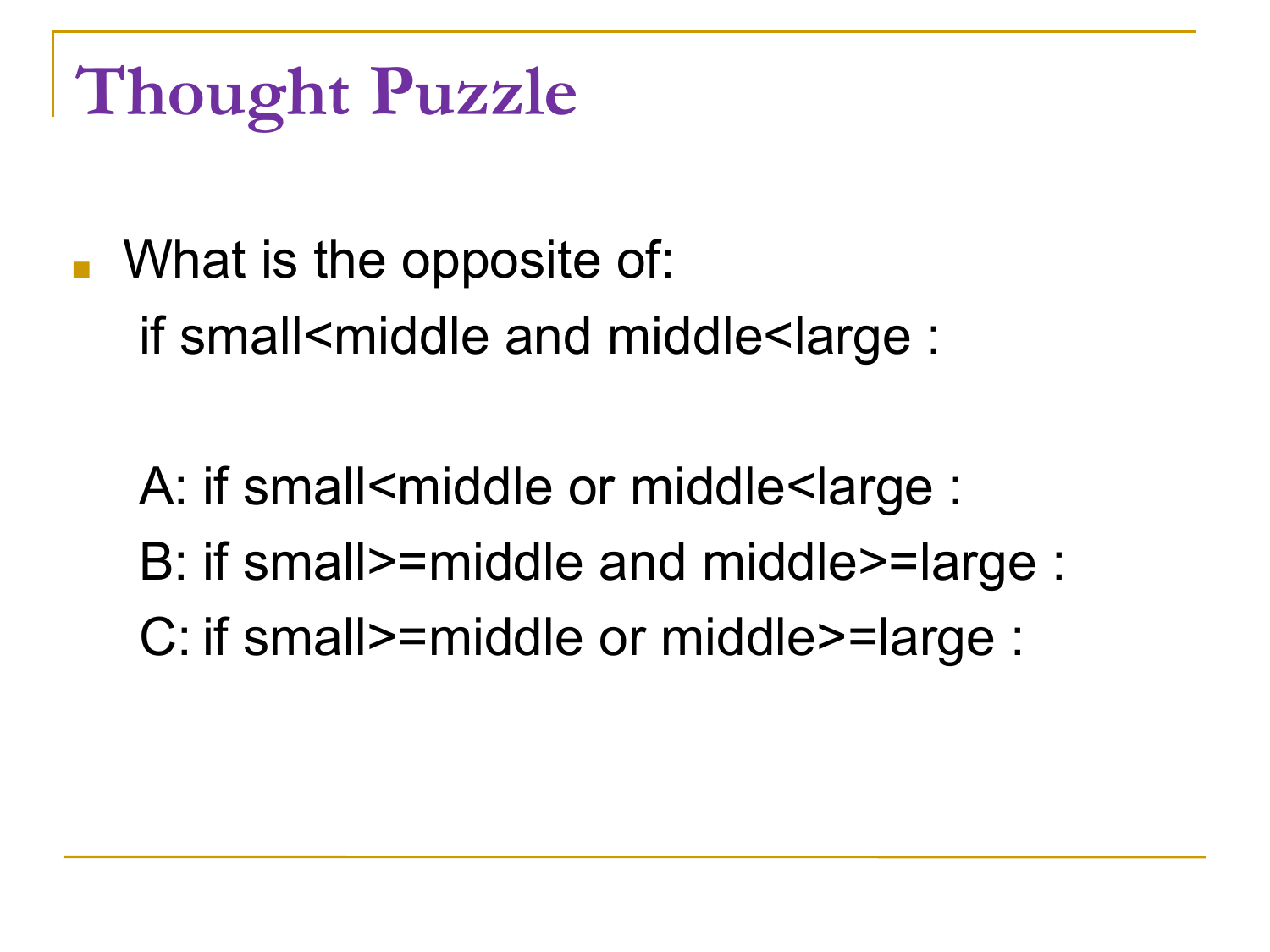# Thought Puzzle

- What is the opposite of:

  ```
  if small<middle and middle<large :
  ```

  ```
  A: if small<middle or middle<large :
  B: if small>=middle and middle>=large :
  C: if small>=middle or middle>=large :
  ```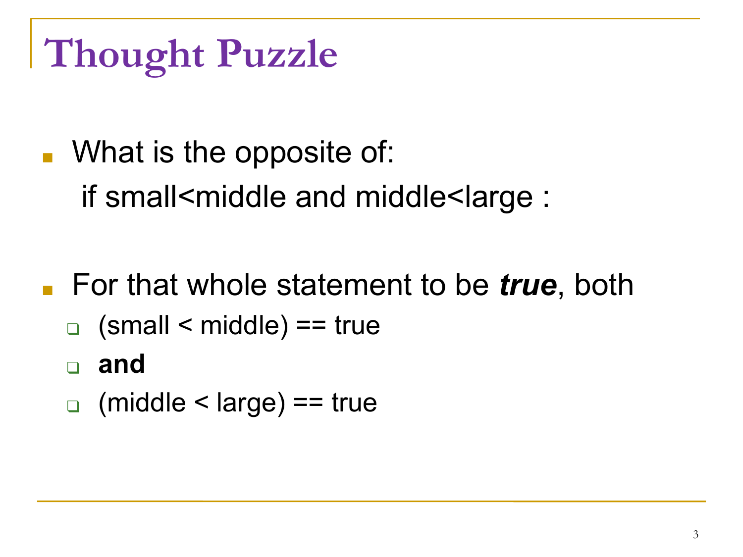# Thought Puzzle

- What is the opposite of:
  if small<middle and middle<large :

- For that whole statement to be ***true***, both
  - (small < middle) == true
  - **and**
  - (middle < large) == true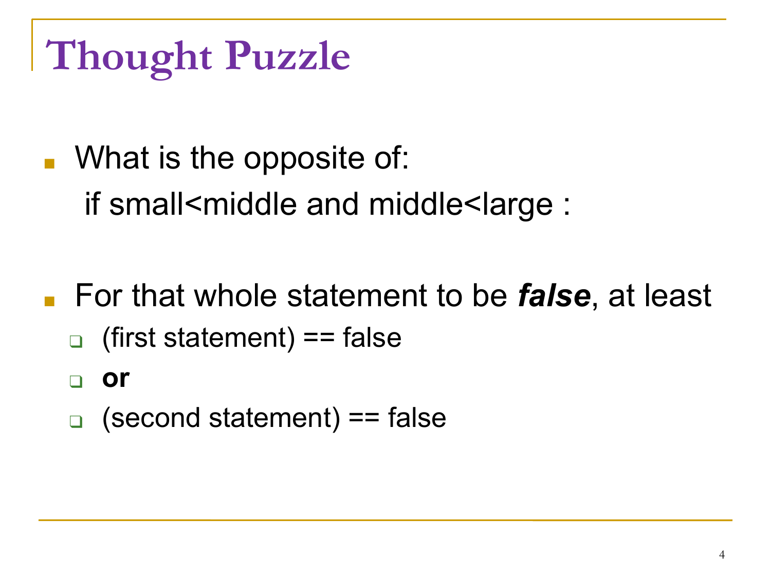# Thought Puzzle

- What is the opposite of:

  if small<middle and middle<large :

- For that whole statement to be ***false***, at least
  - (first statement) == false
  - **or**
  - (second statement) == false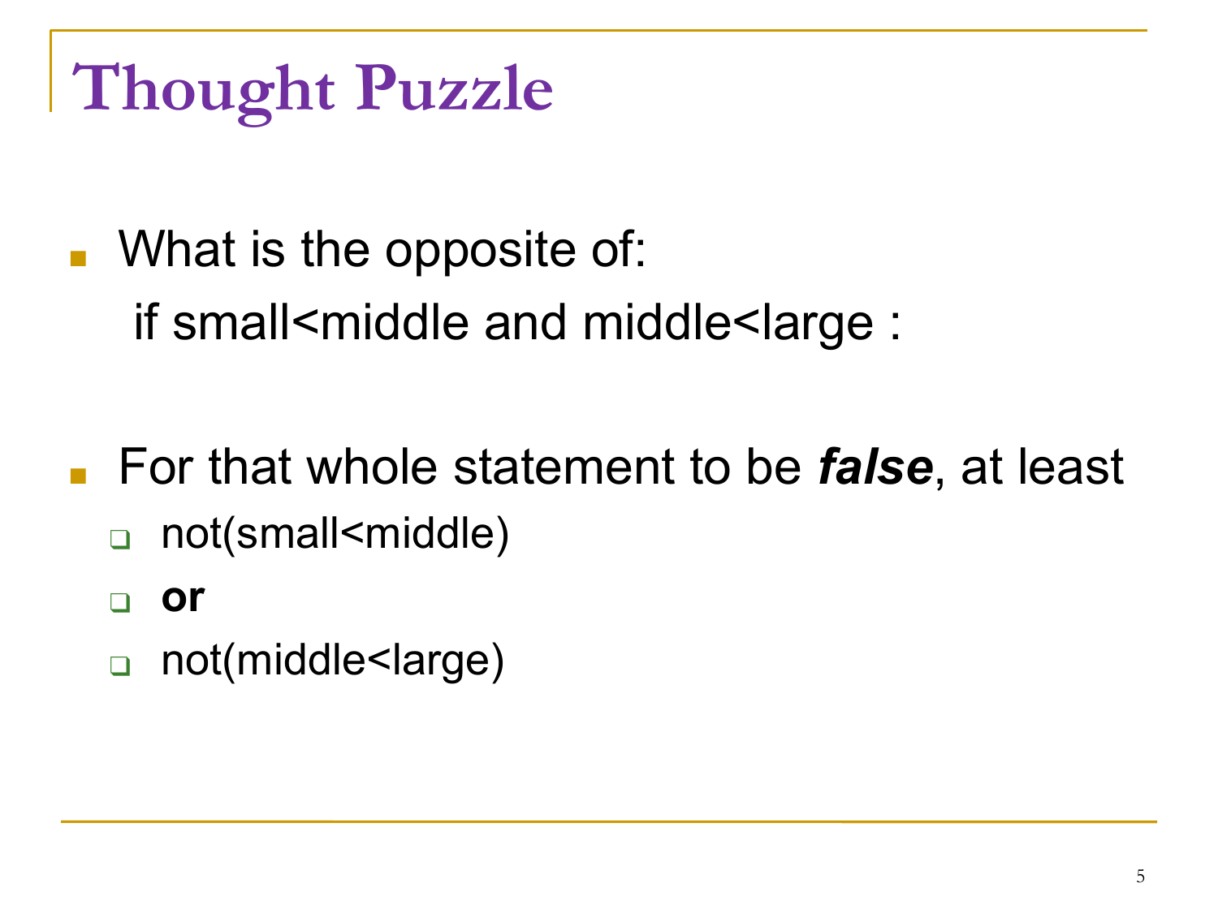# Thought Puzzle

- What is the opposite of:
  if small<middle and middle<large :

- For that whole statement to be ***false***, at least
  - not(small<middle)
  - **or**
  - not(middle<large)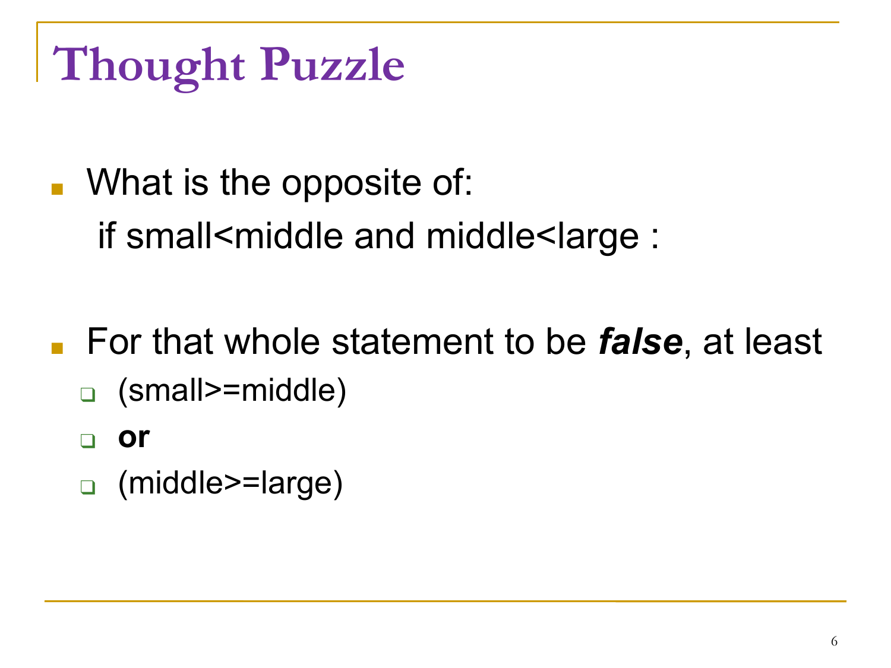# Thought Puzzle

- What is the opposite of:
  if small<middle and middle<large :

- For that whole statement to be ***false***, at least
  - (small>=middle)
  - **or**
  - (middle>=large)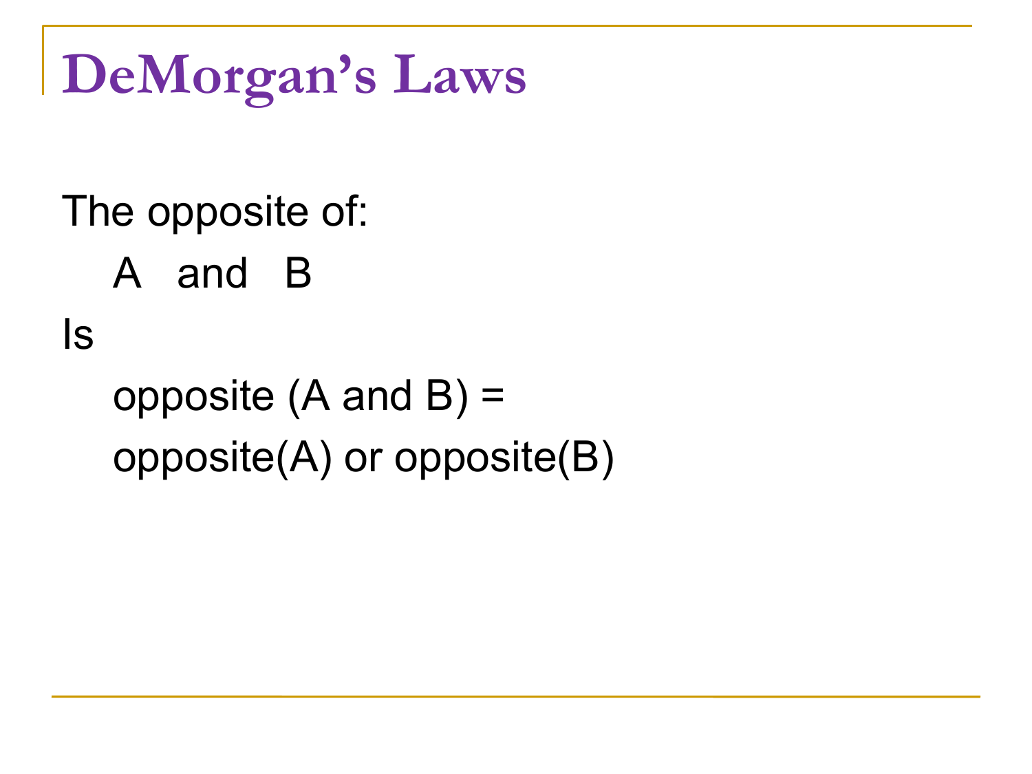# DeMorgan's Laws

The opposite of:

  A  and  B

Is

  opposite (A and B) =

  opposite(A) or opposite(B)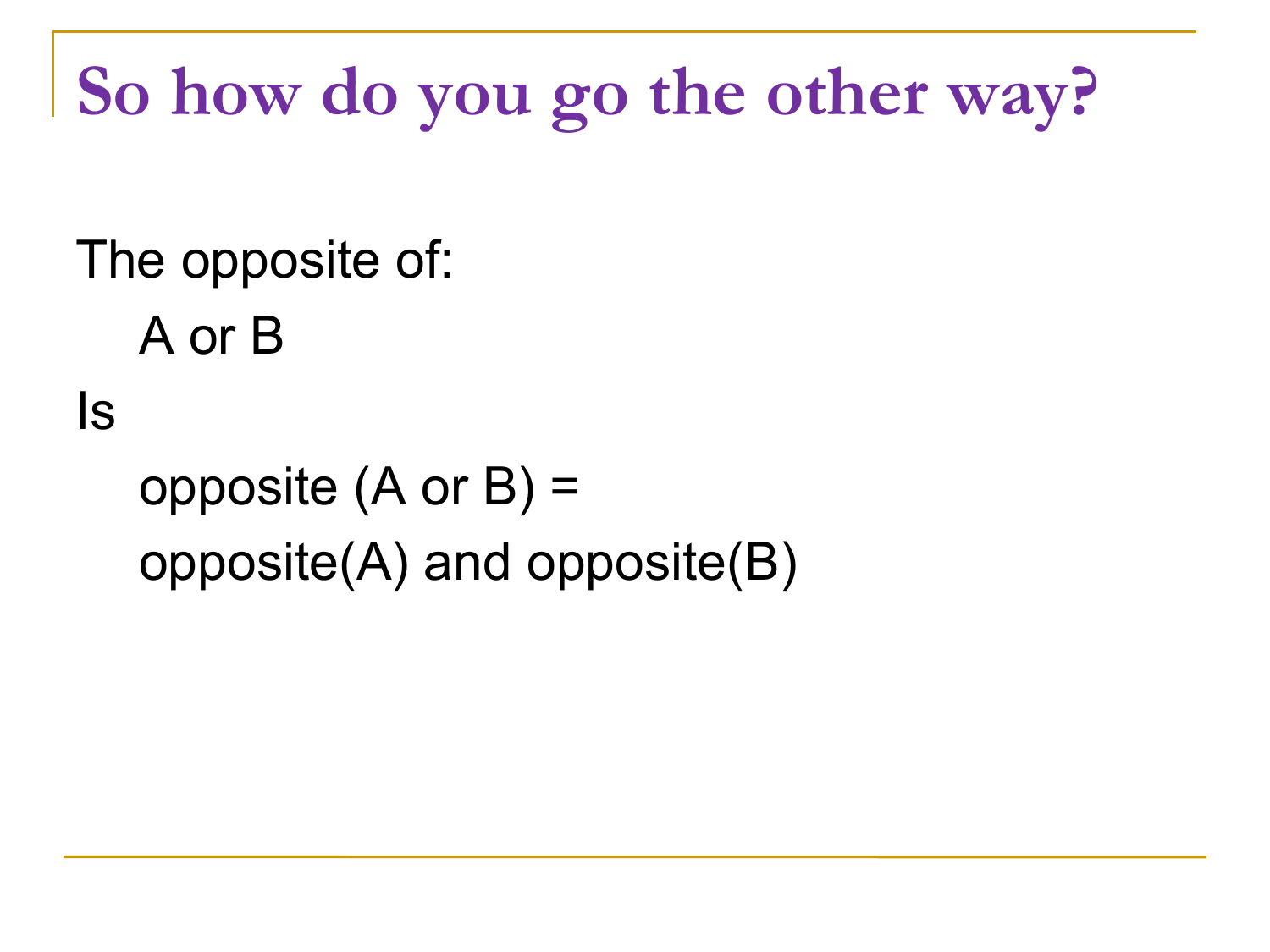# So how do you go the other way?

The opposite of:

A or B

Is

opposite (A or B) =

opposite(A) and opposite(B)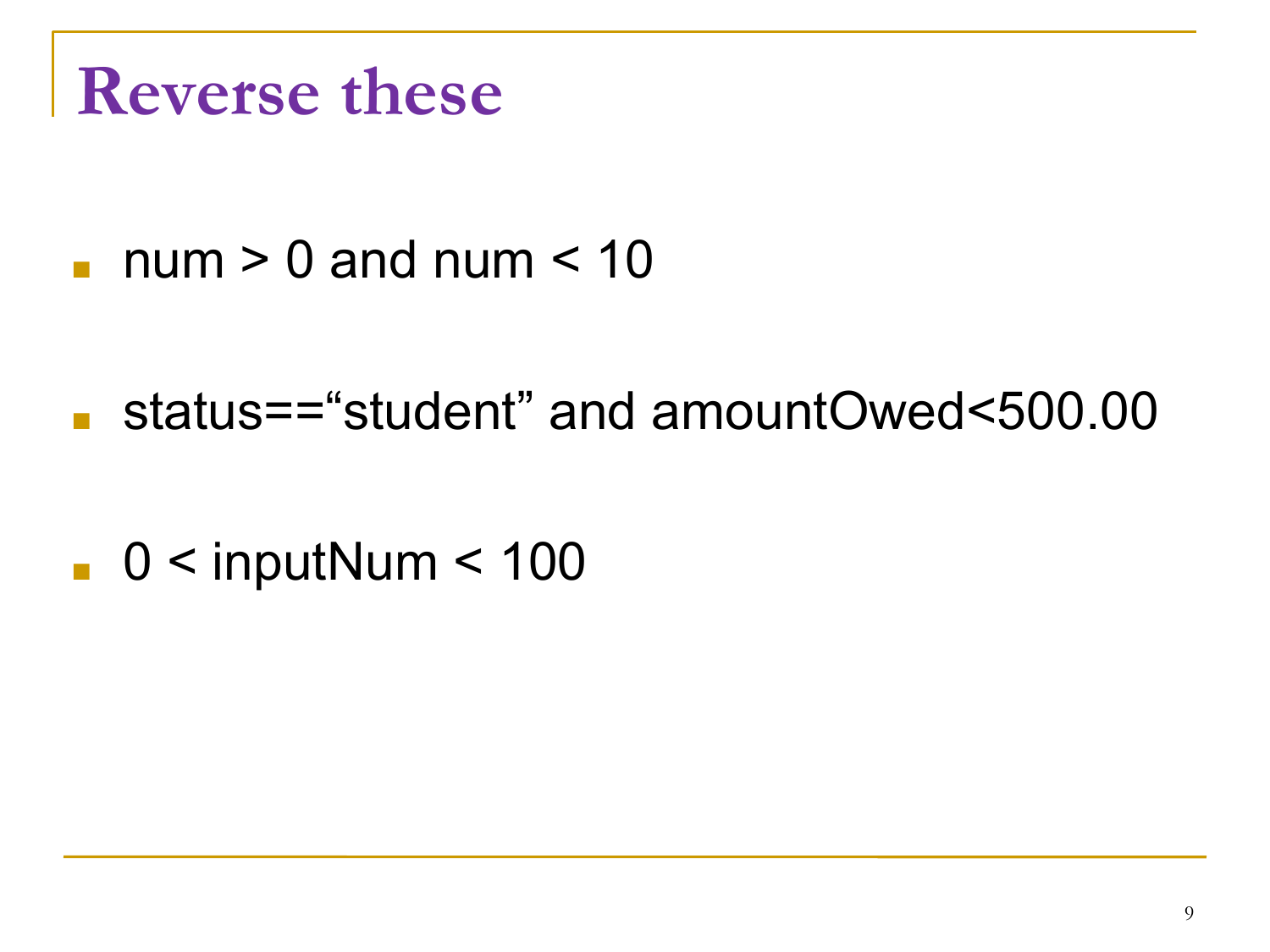# Reverse these

- num > 0 and num < 10
- status==“student” and amountOwed<500.00
- 0 < inputNum < 100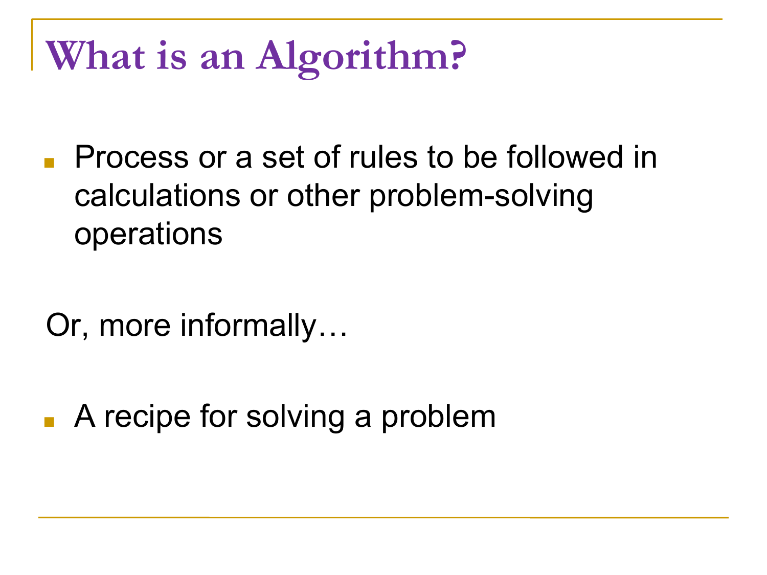# What is an Algorithm?

- Process or a set of rules to be followed in calculations or other problem-solving operations

Or, more informally…

- A recipe for solving a problem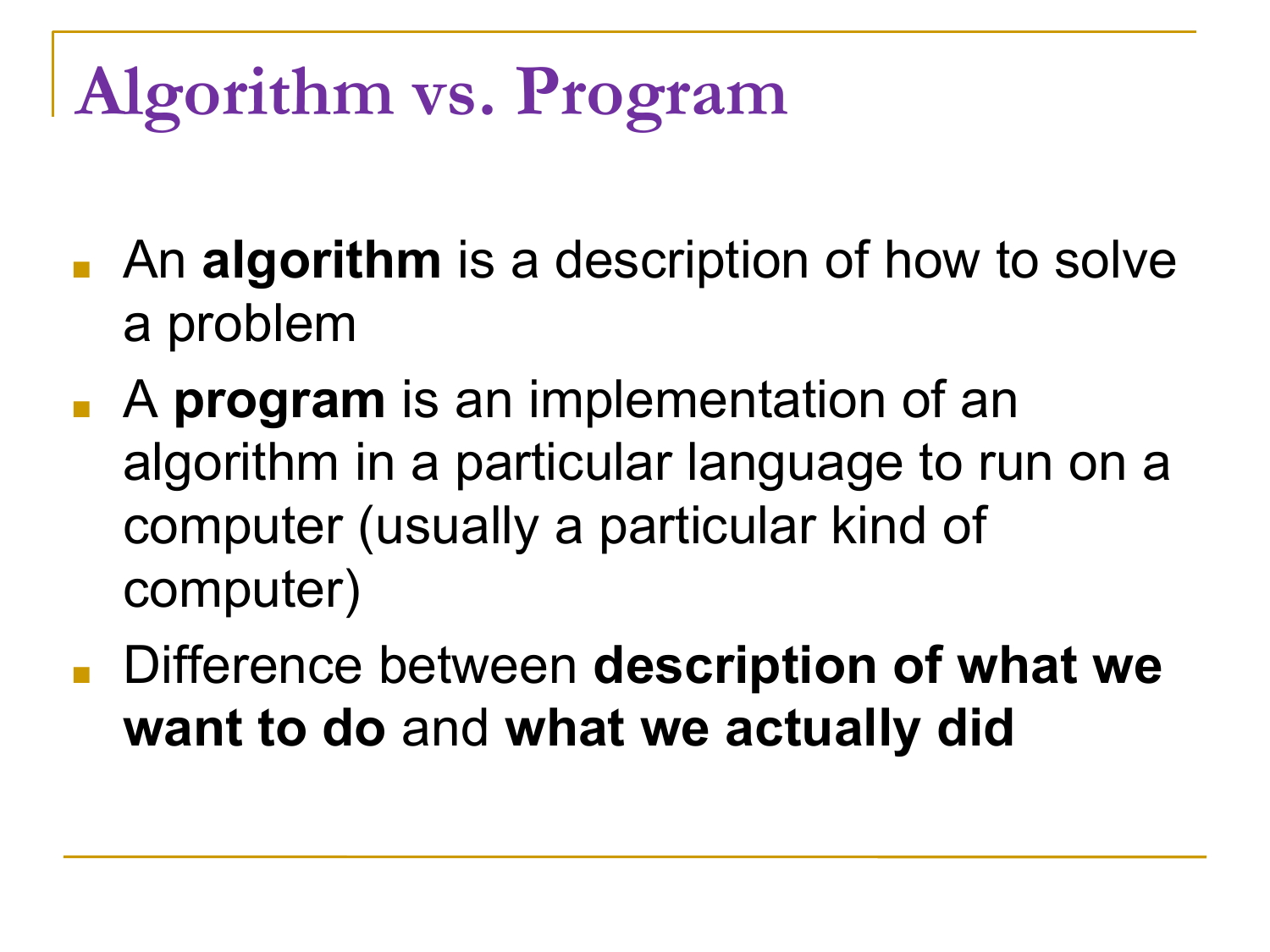# Algorithm vs. Program

- An **algorithm** is a description of how to solve a problem
- A **program** is an implementation of an algorithm in a particular language to run on a computer (usually a particular kind of computer)
- Difference between **description of what we want to do** and **what we actually did**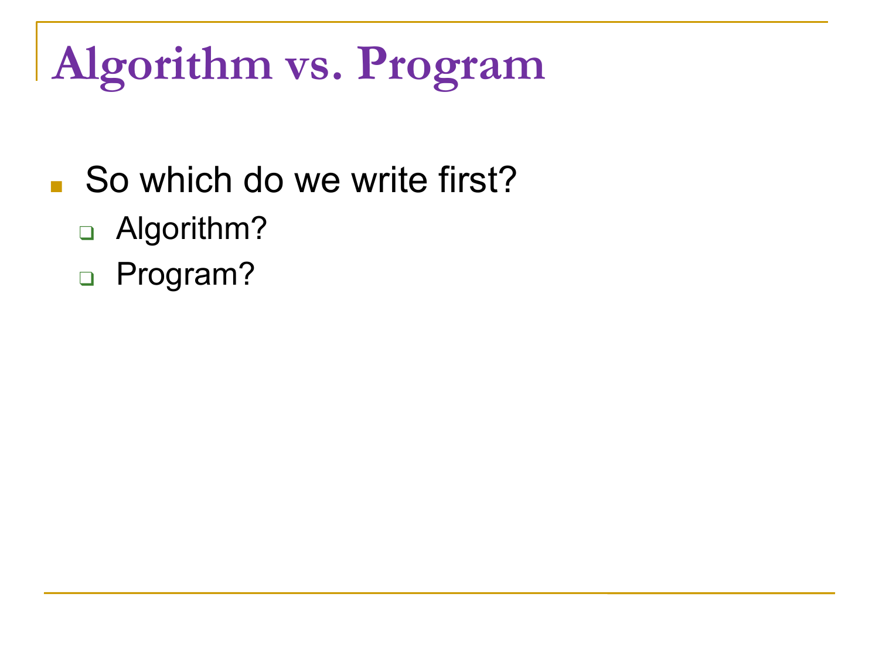# Algorithm vs. Program

- So which do we write first?
  - Algorithm?
  - Program?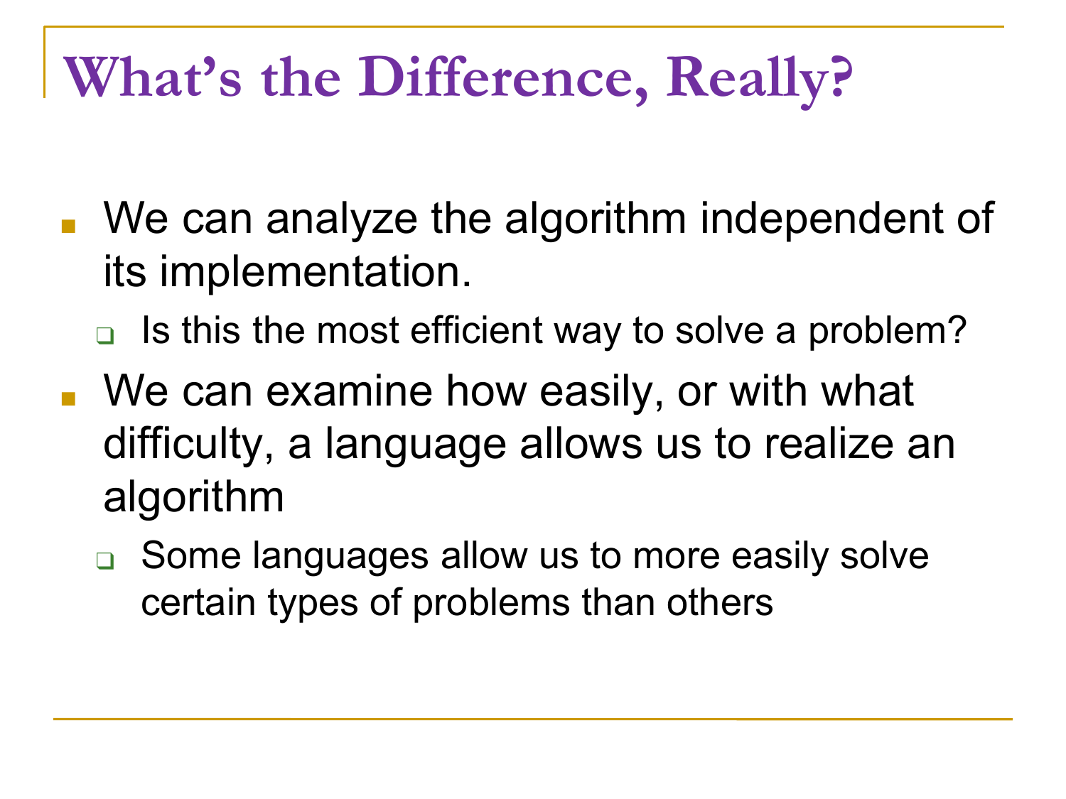# What's the Difference, Really?

- We can analyze the algorithm independent of its implementation.
  - Is this the most efficient way to solve a problem?
- We can examine how easily, or with what difficulty, a language allows us to realize an algorithm
  - Some languages allow us to more easily solve certain types of problems than others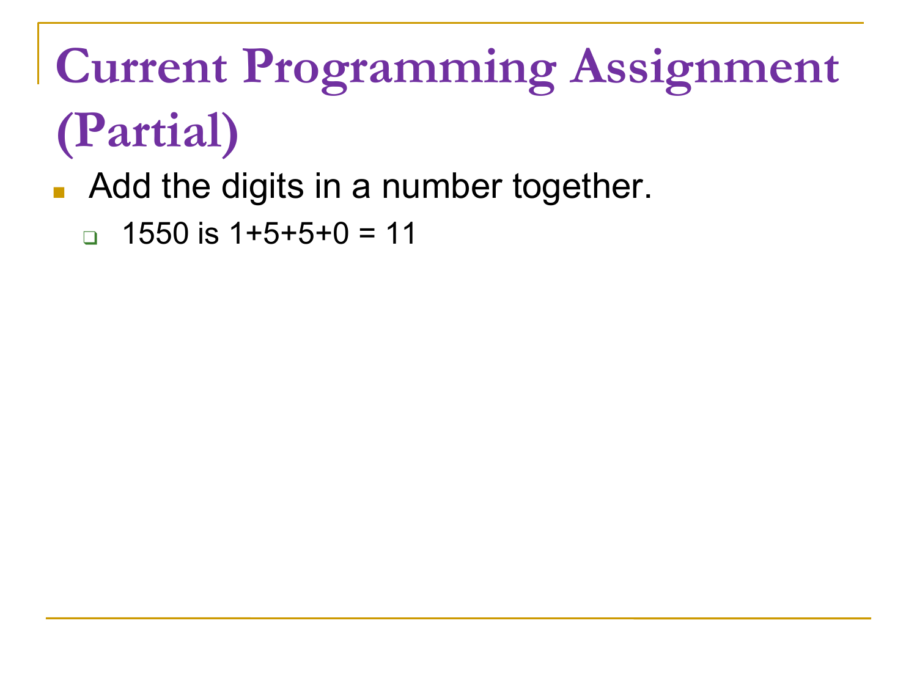# Current Programming Assignment (Partial)

- Add the digits in a number together.
  - 1550 is 1+5+5+0 = 11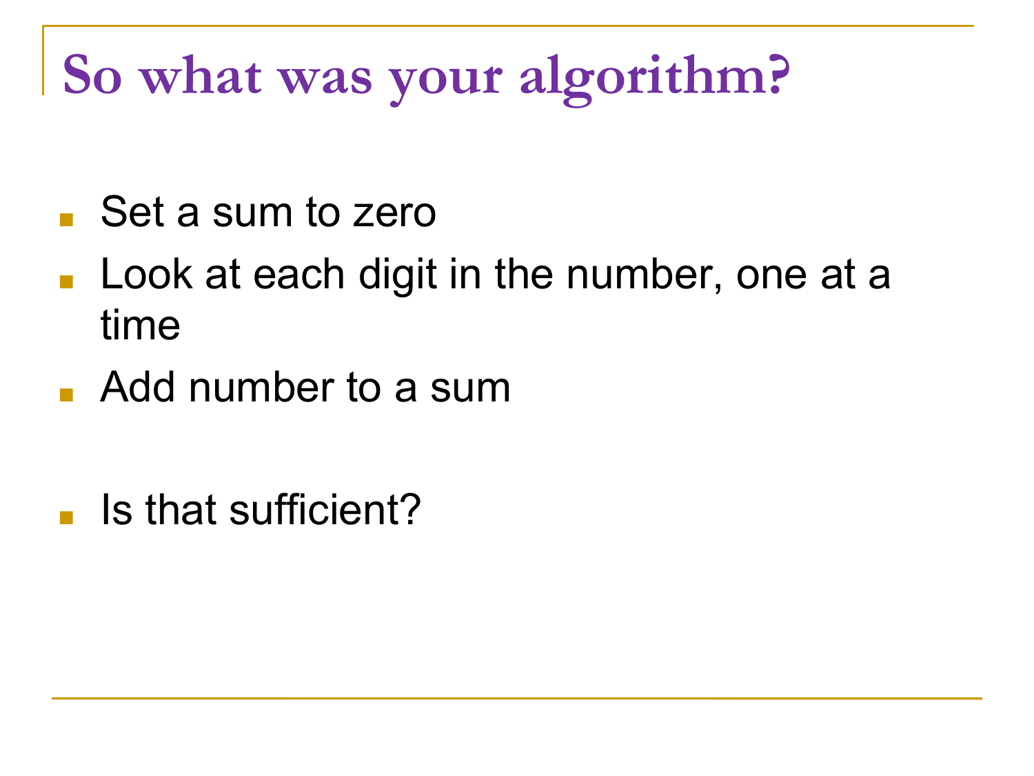# So what was your algorithm?

- Set a sum to zero
- Look at each digit in the number, one at a time
- Add number to a sum

- Is that sufficient?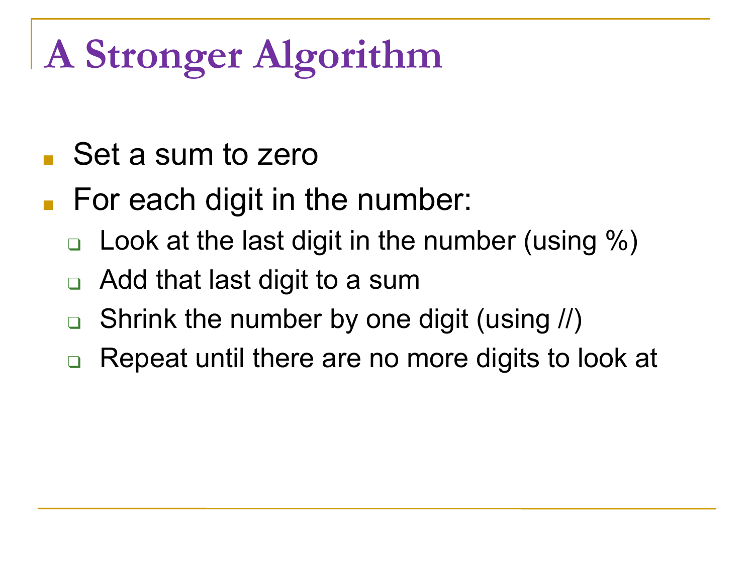# A Stronger Algorithm

- Set a sum to zero
- For each digit in the number:
  - Look at the last digit in the number (using %)
  - Add that last digit to a sum
  - Shrink the number by one digit (using //)
  - Repeat until there are no more digits to look at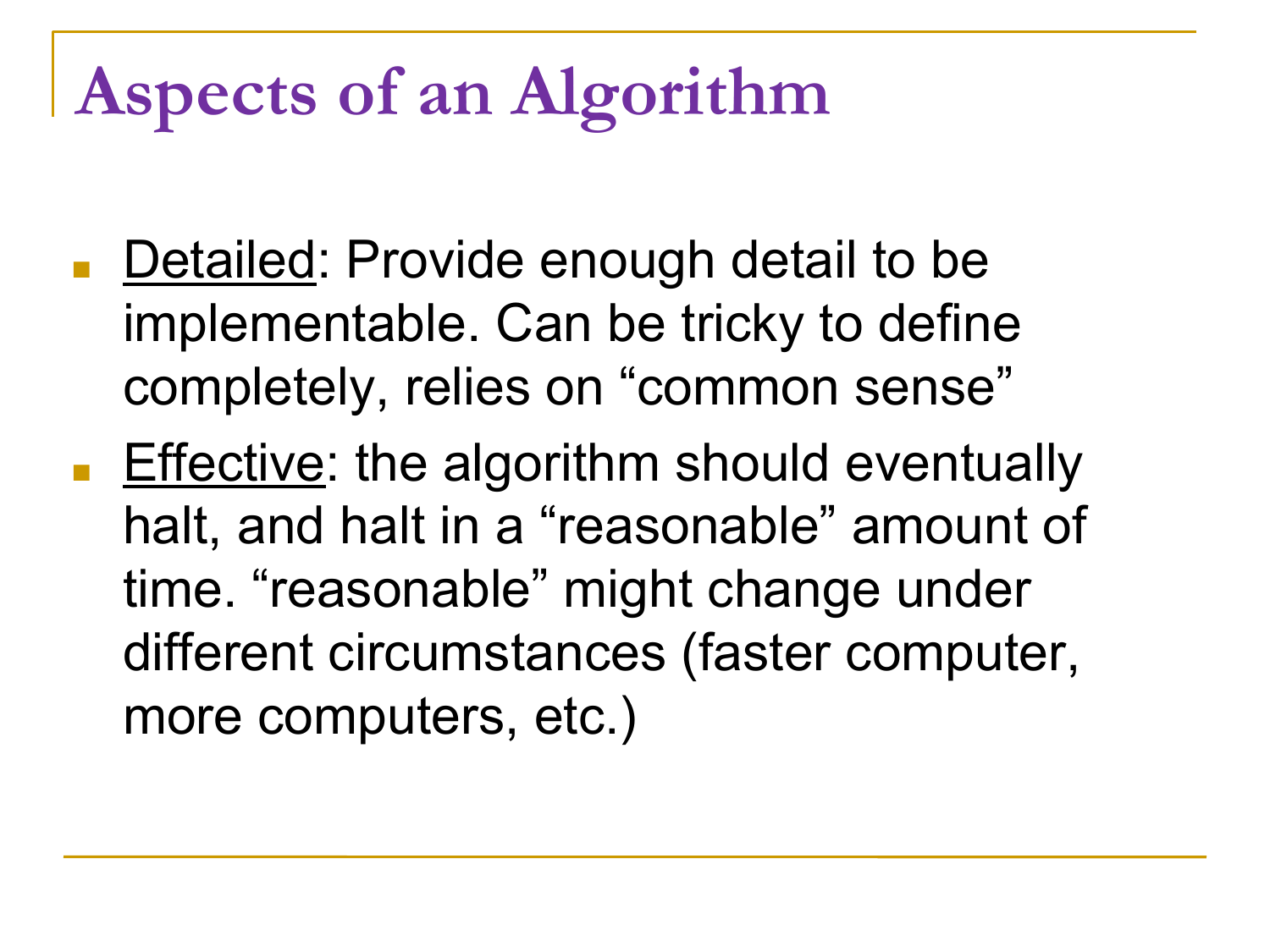# Aspects of an Algorithm

- <u>Detailed</u>: Provide enough detail to be implementable. Can be tricky to define completely, relies on "common sense"
- <u>Effective</u>: the algorithm should eventually halt, and halt in a "reasonable" amount of time. "reasonable" might change under different circumstances (faster computer, more computers, etc.)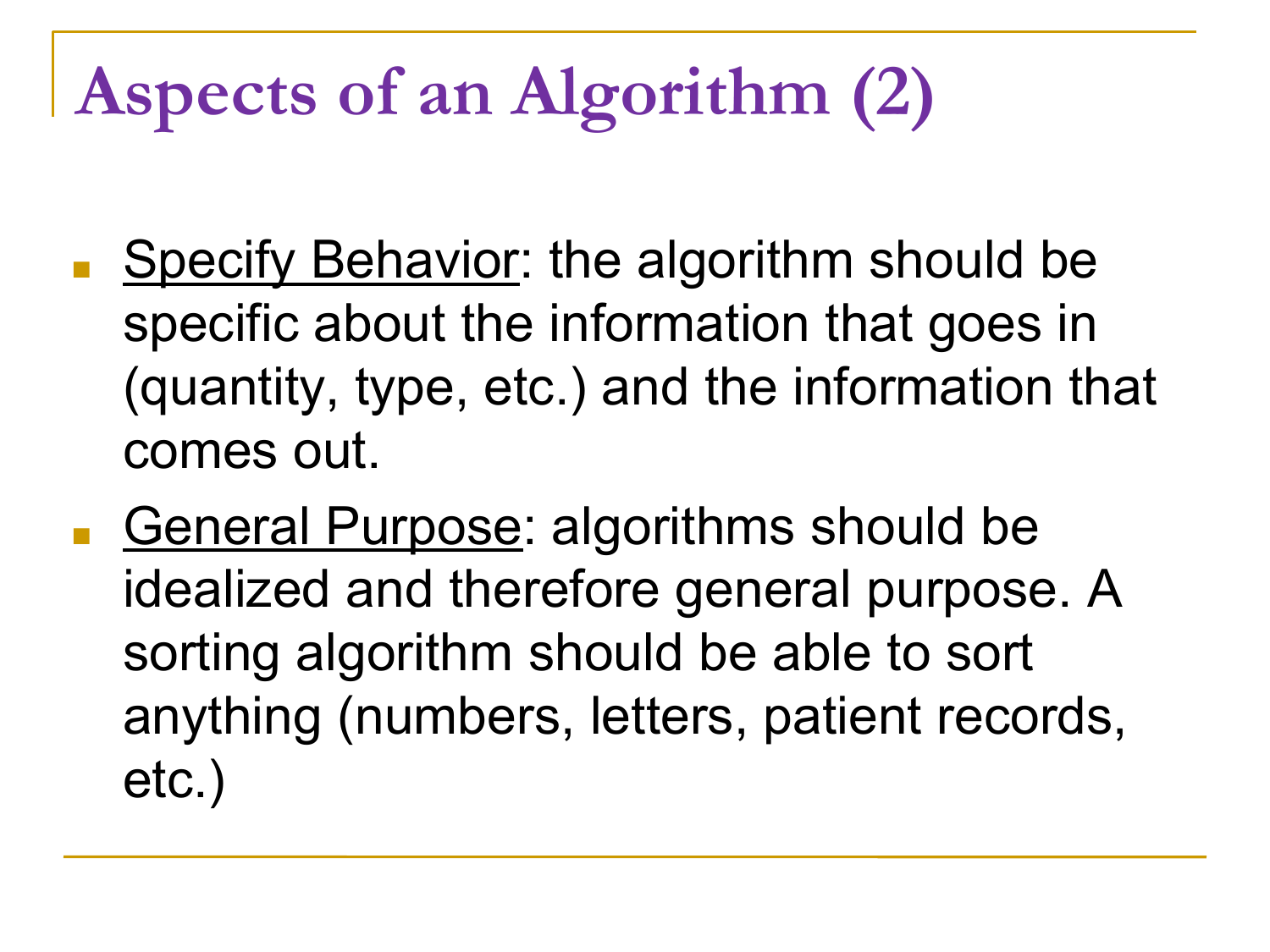# Aspects of an Algorithm (2)

- <u>Specify Behavior</u>: the algorithm should be specific about the information that goes in (quantity, type, etc.) and the information that comes out.
- <u>General Purpose</u>: algorithms should be idealized and therefore general purpose. A sorting algorithm should be able to sort anything (numbers, letters, patient records, etc.)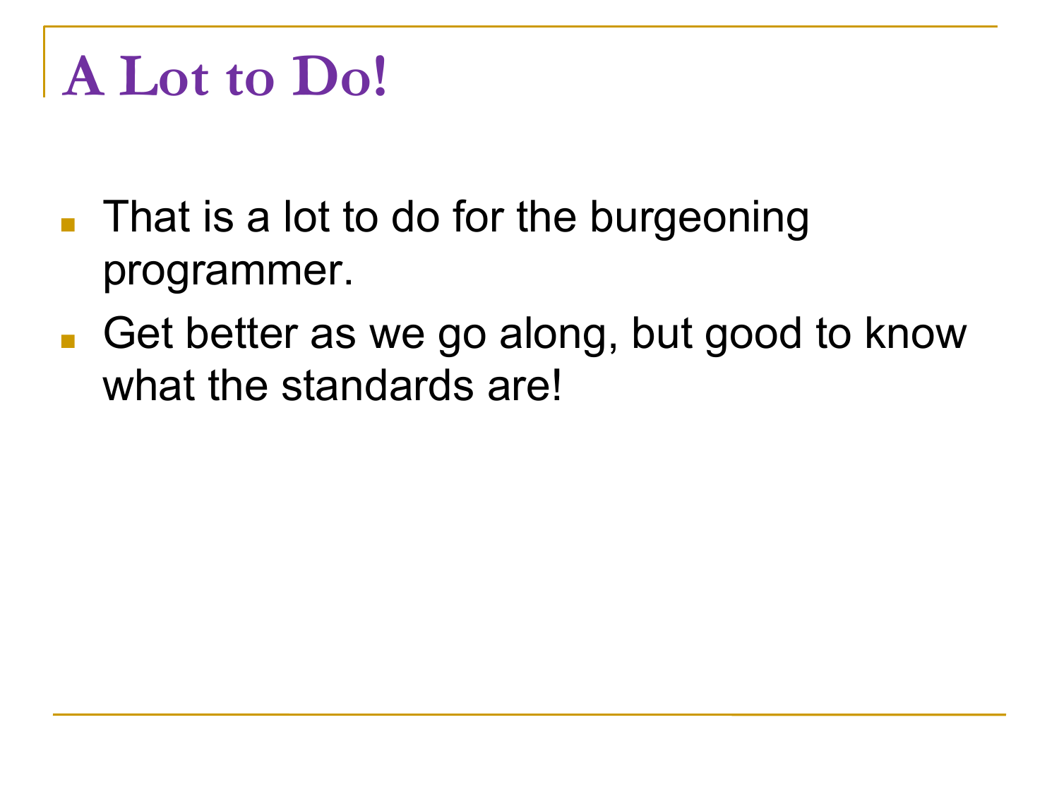# A Lot to Do!

- That is a lot to do for the burgeoning programmer.
- Get better as we go along, but good to know what the standards are!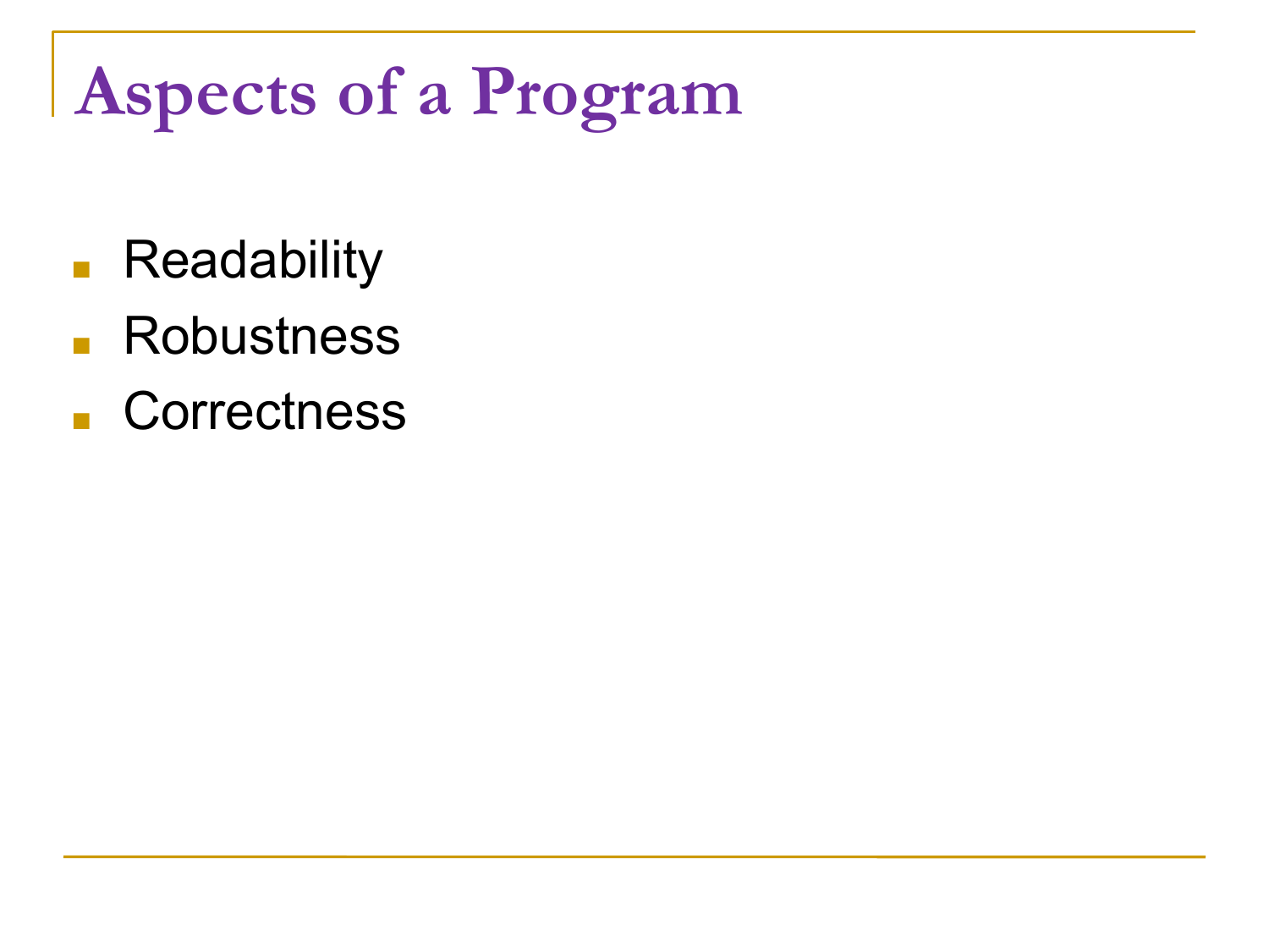# Aspects of a Program

- Readability
- Robustness
- Correctness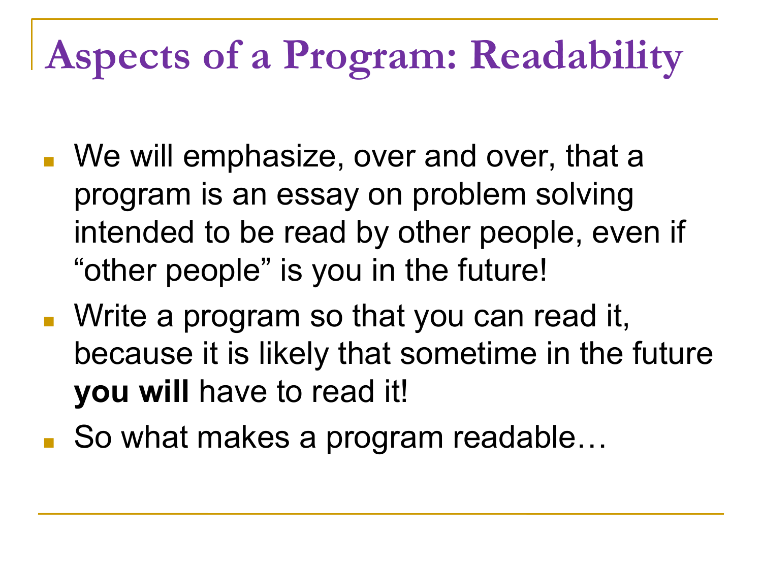# Aspects of a Program: Readability

- We will emphasize, over and over, that a program is an essay on problem solving intended to be read by other people, even if "other people" is you in the future!
- Write a program so that you can read it, because it is likely that sometime in the future **you will** have to read it!
- So what makes a program readable…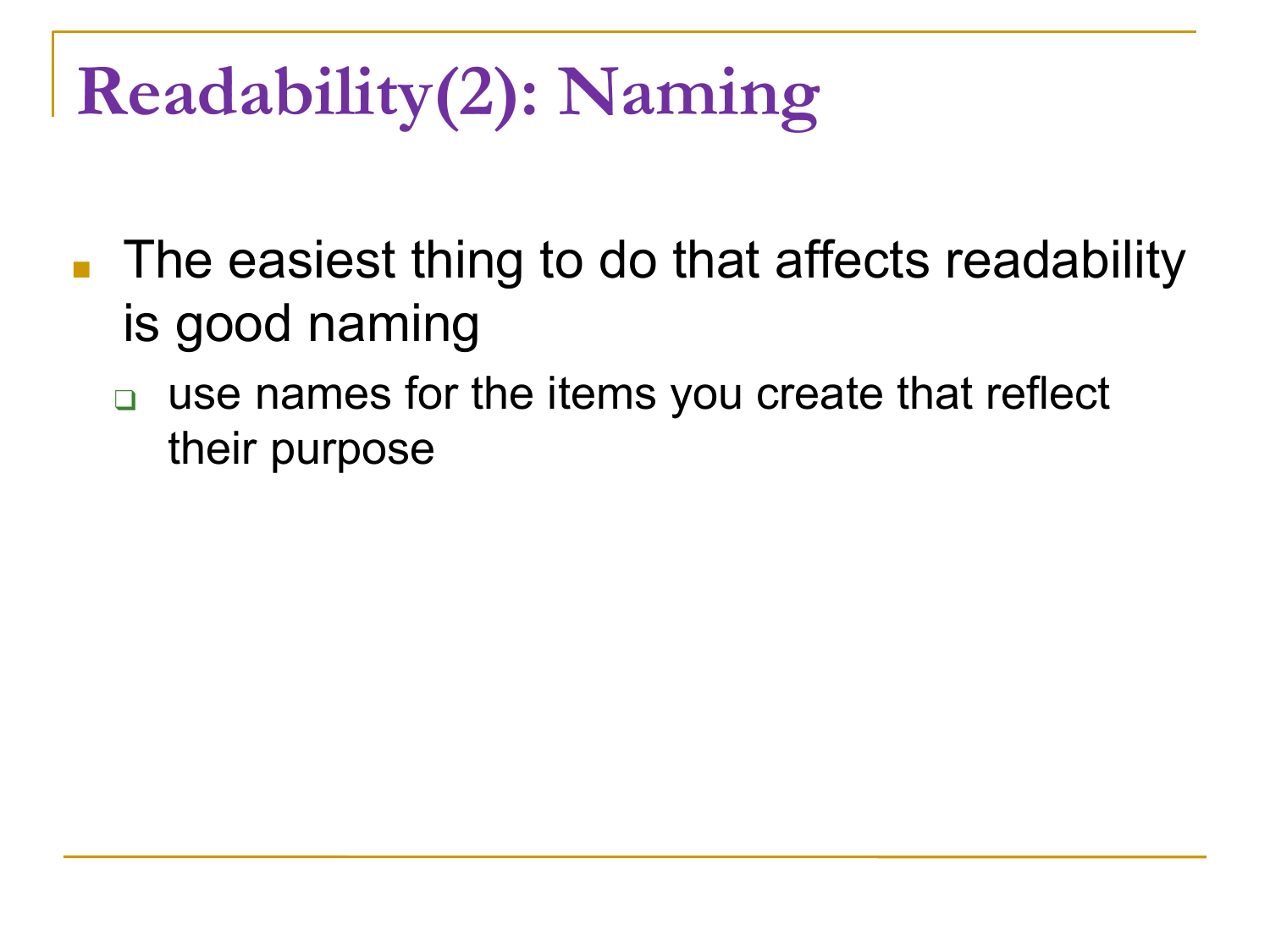# Readability(2): Naming

- The easiest thing to do that affects readability is good naming
  - use names for the items you create that reflect their purpose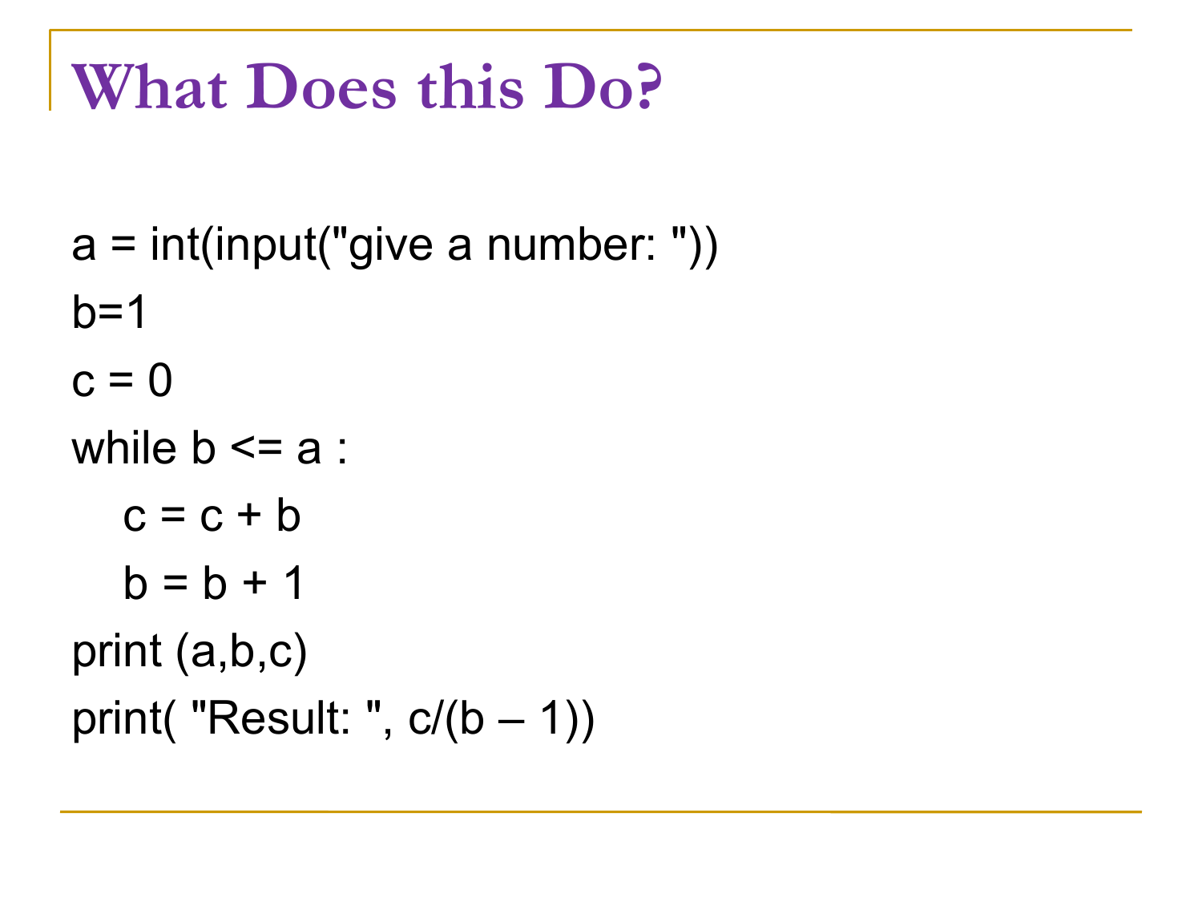# What Does this Do?

```
a = int(input("give a number: "))
b=1
c = 0
while b <= a :
    c = c + b
    b = b + 1
print (a,b,c)
print( "Result: ", c/(b – 1))
```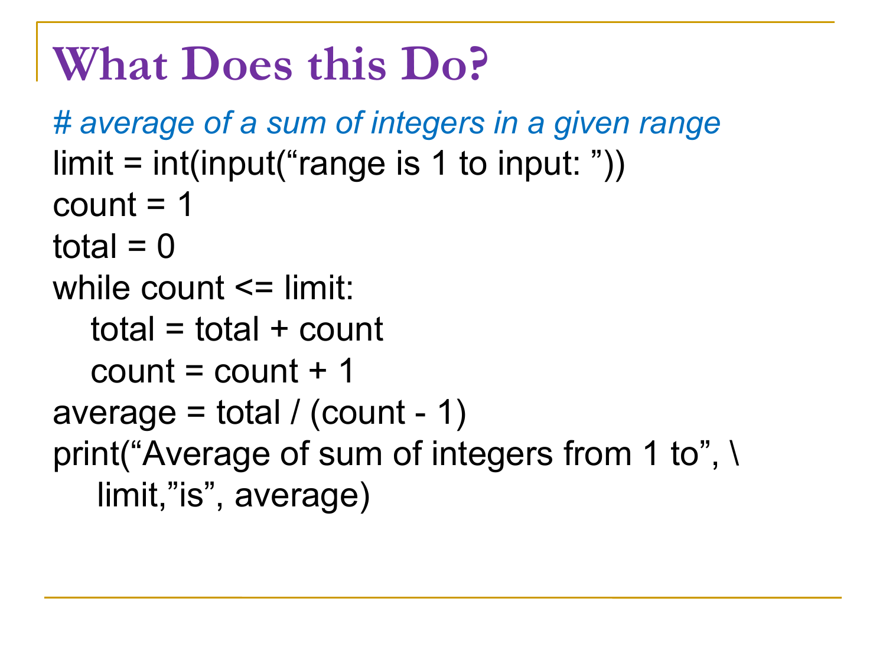# What Does this Do?

```
# average of a sum of integers in a given range
limit = int(input("range is 1 to input: "))
count = 1
total = 0
while count <= limit:
   total = total + count
   count = count + 1
average = total / (count - 1)
print("Average of sum of integers from 1 to", \
   limit,"is", average)
```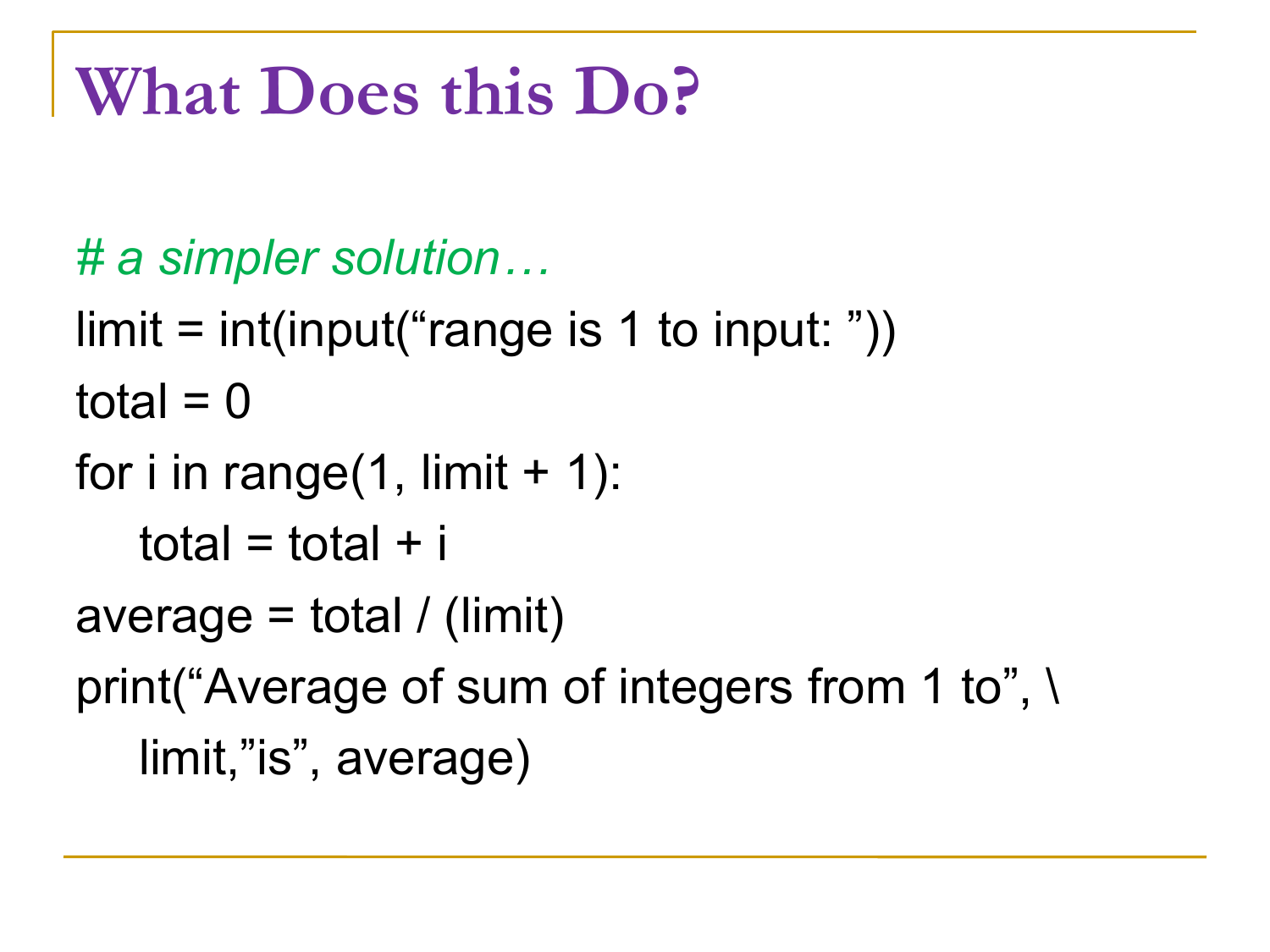# What Does this Do?

```
# a simpler solution…
limit = int(input(“range is 1 to input: ”))
total = 0
for i in range(1, limit + 1):
    total = total + i
average = total / (limit)
print(“Average of sum of integers from 1 to”, \
    limit,”is”, average)
```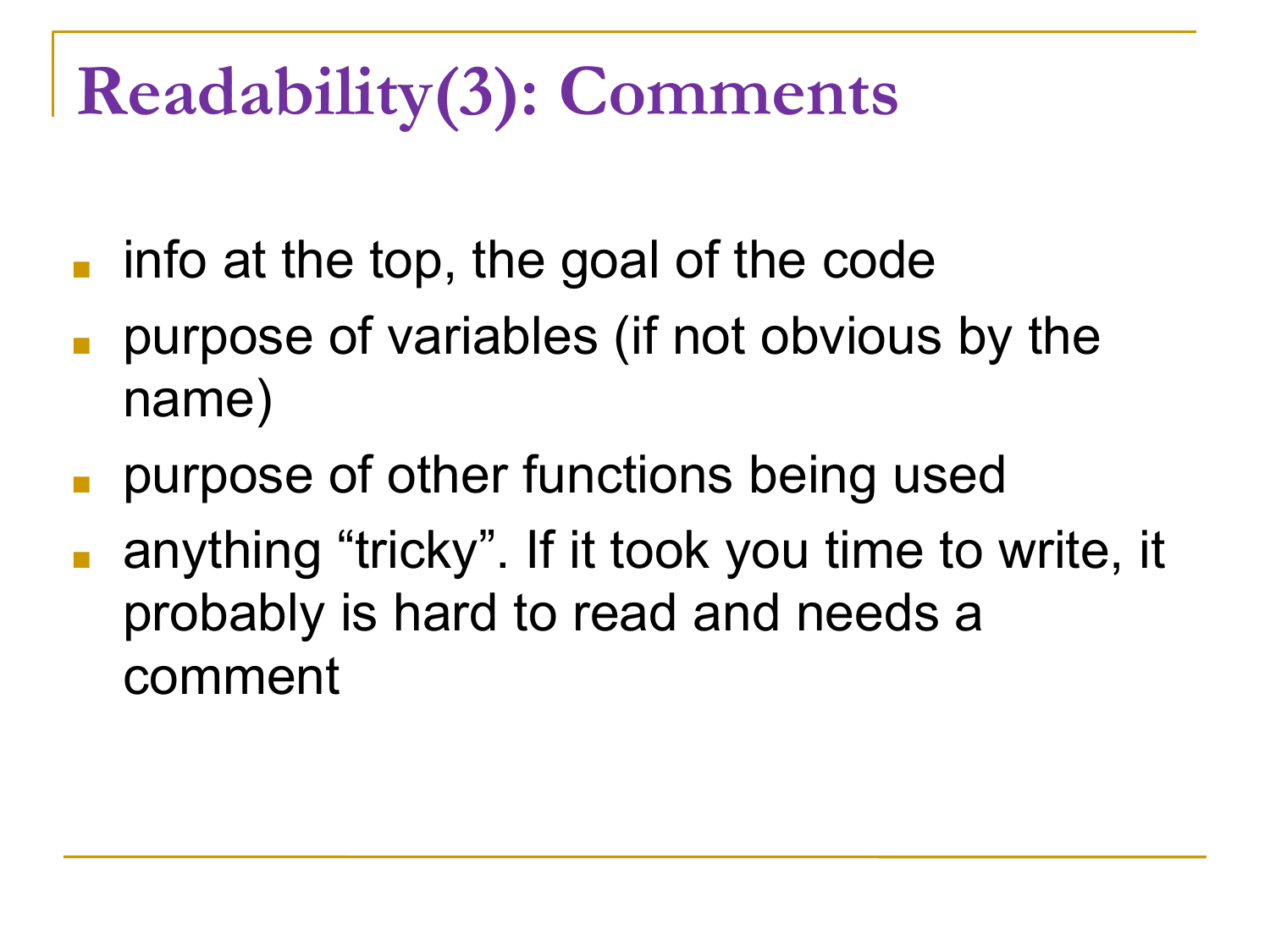# Readability(3): Comments

- info at the top, the goal of the code
- purpose of variables (if not obvious by the name)
- purpose of other functions being used
- anything “tricky”. If it took you time to write, it probably is hard to read and needs a comment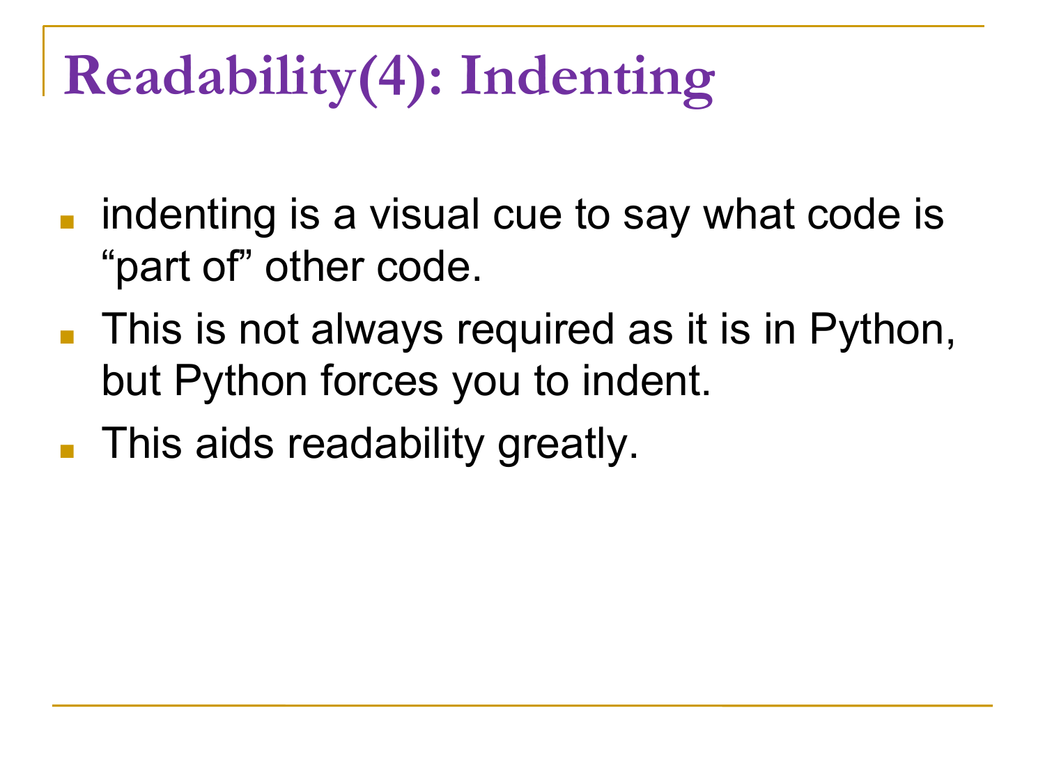# Readability(4): Indenting

- indenting is a visual cue to say what code is “part of” other code.
- This is not always required as it is in Python, but Python forces you to indent.
- This aids readability greatly.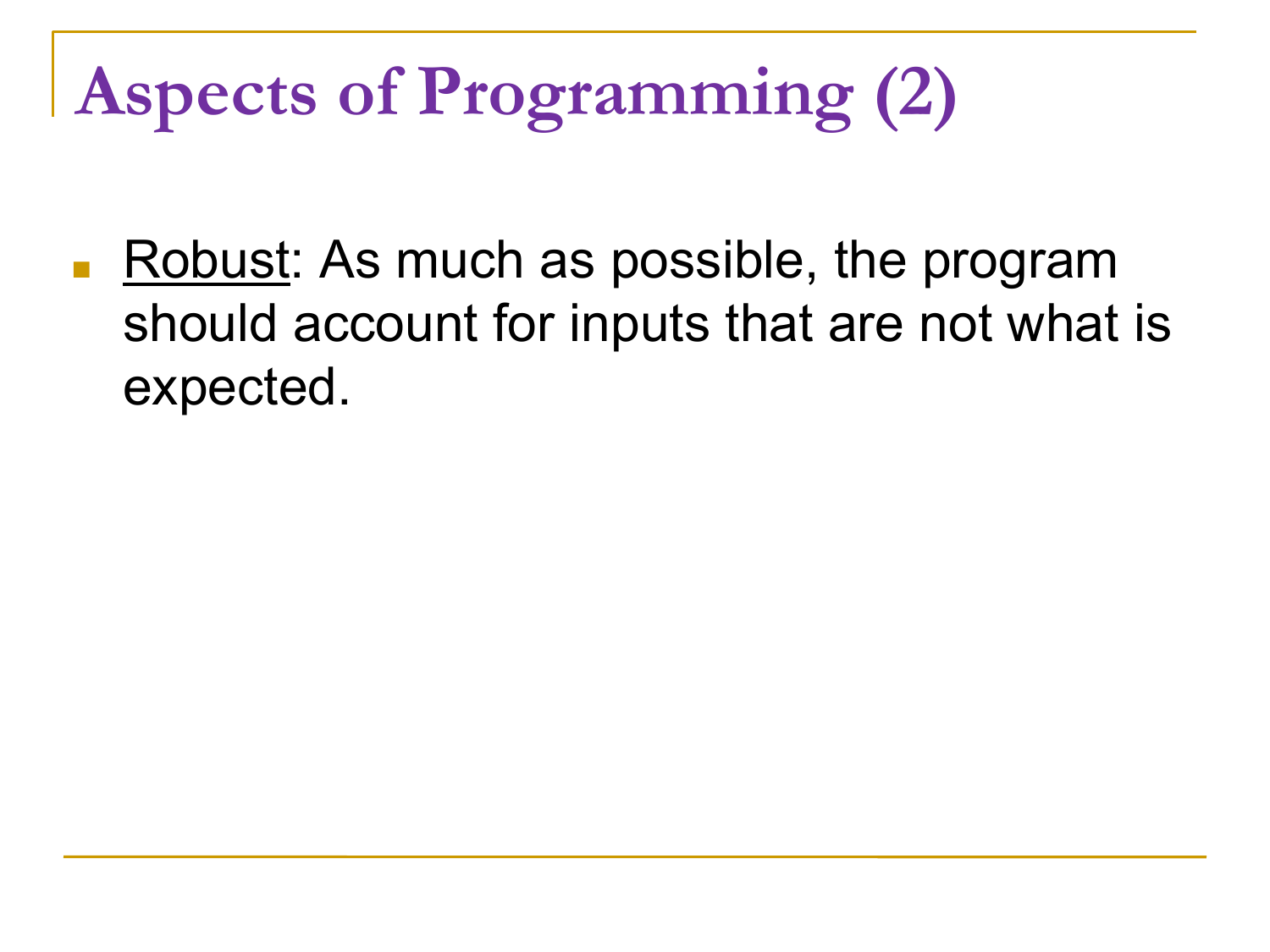# Aspects of Programming (2)

- <u>Robust</u>: As much as possible, the program should account for inputs that are not what is expected.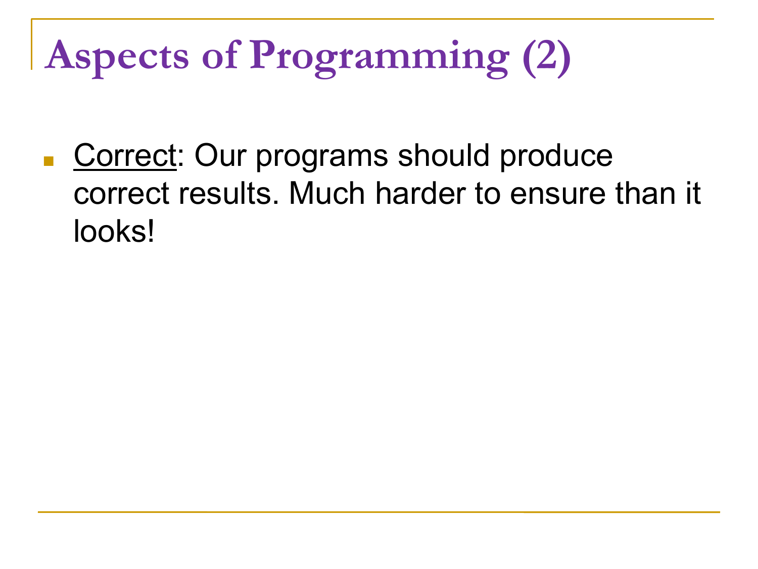# Aspects of Programming (2)

- <u>Correct</u>: Our programs should produce correct results. Much harder to ensure than it looks!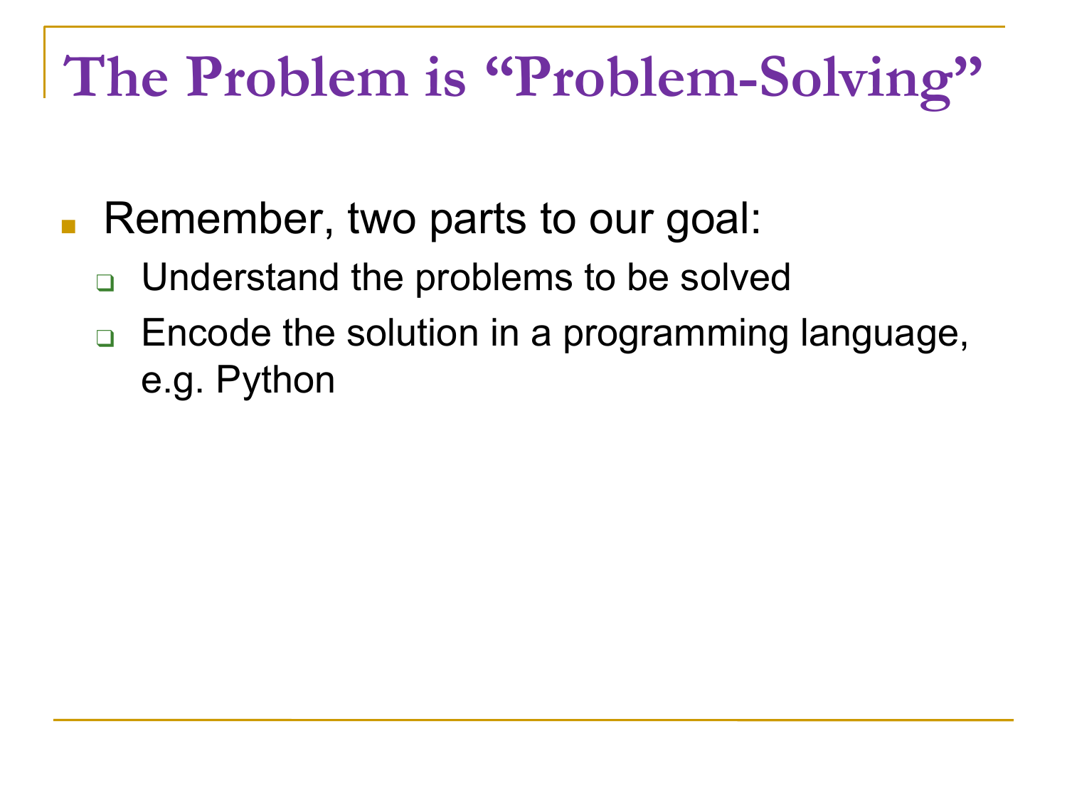# The Problem is “Problem-Solving”

- Remember, two parts to our goal:
  - Understand the problems to be solved
  - Encode the solution in a programming language, e.g. Python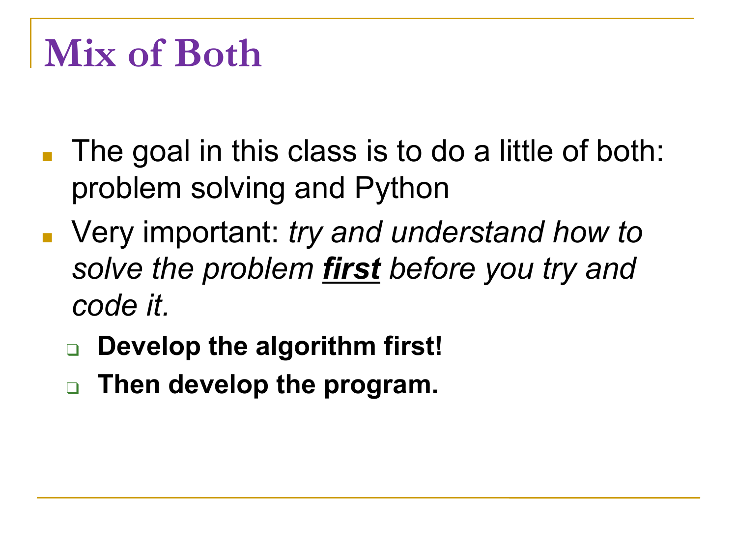# Mix of Both

- The goal in this class is to do a little of both: problem solving and Python
- Very important: *try and understand how to solve the problem* ***<u>first</u>*** *before you try and code it.*
  - **Develop the algorithm first!**
  - **Then develop the program.**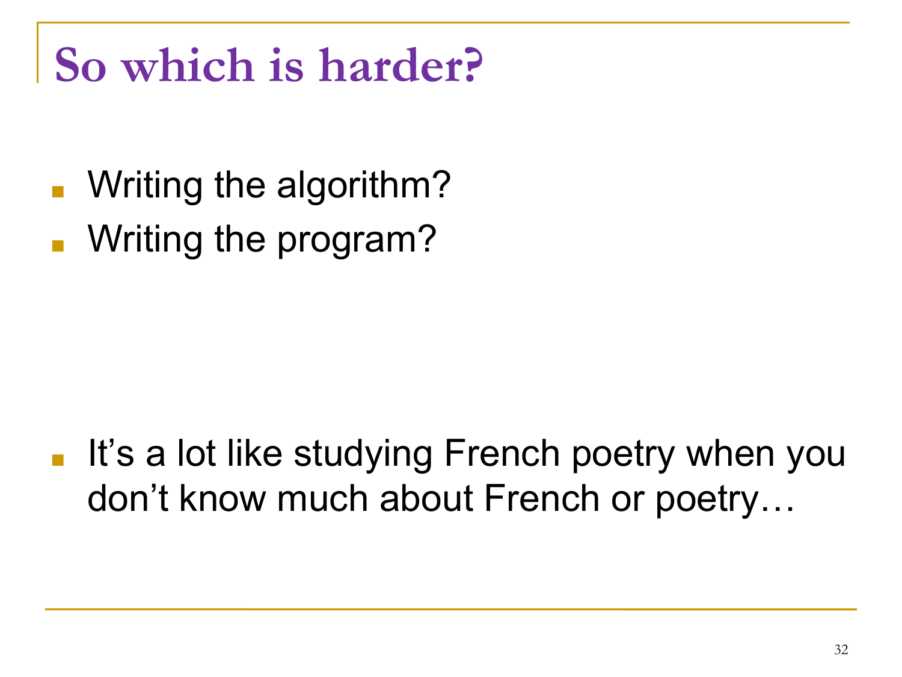# So which is harder?

- Writing the algorithm?
- Writing the program?

- It’s a lot like studying French poetry when you don’t know much about French or poetry…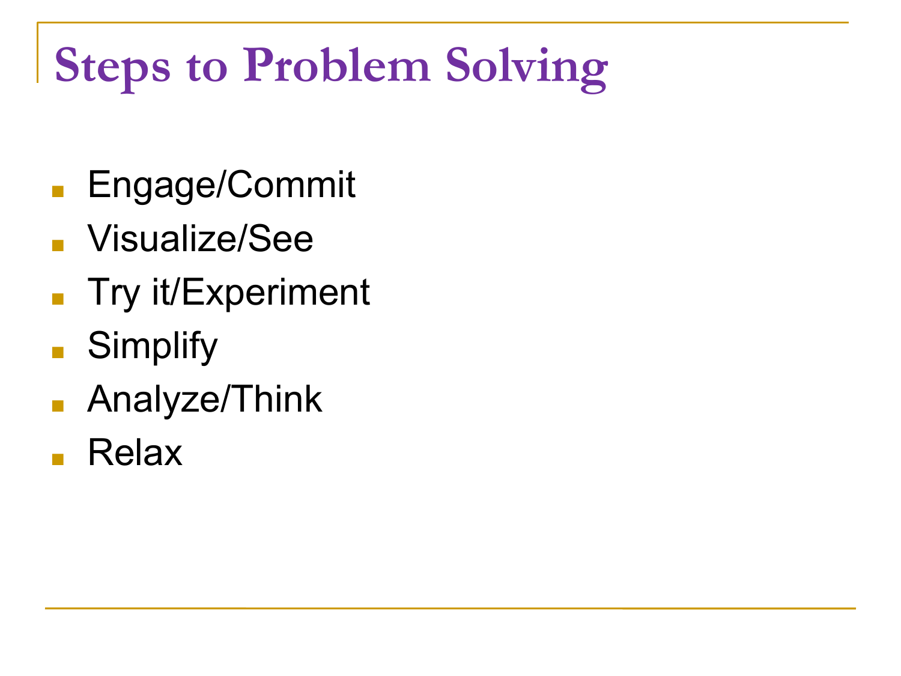# Steps to Problem Solving

- Engage/Commit
- Visualize/See
- Try it/Experiment
- Simplify
- Analyze/Think
- Relax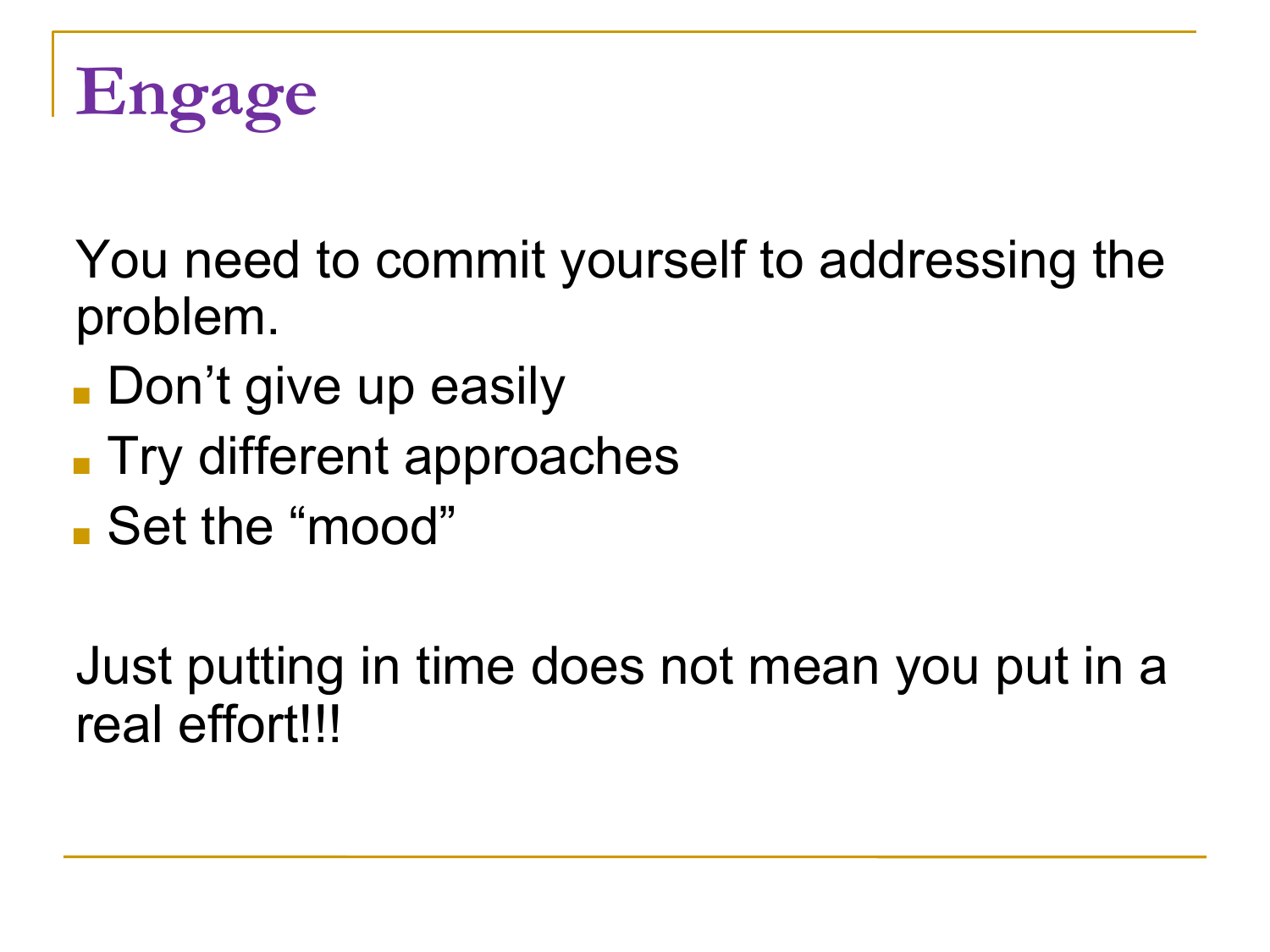# Engage

You need to commit yourself to addressing the problem.

- Don’t give up easily
- Try different approaches
- Set the “mood”

Just putting in time does not mean you put in a real effort!!!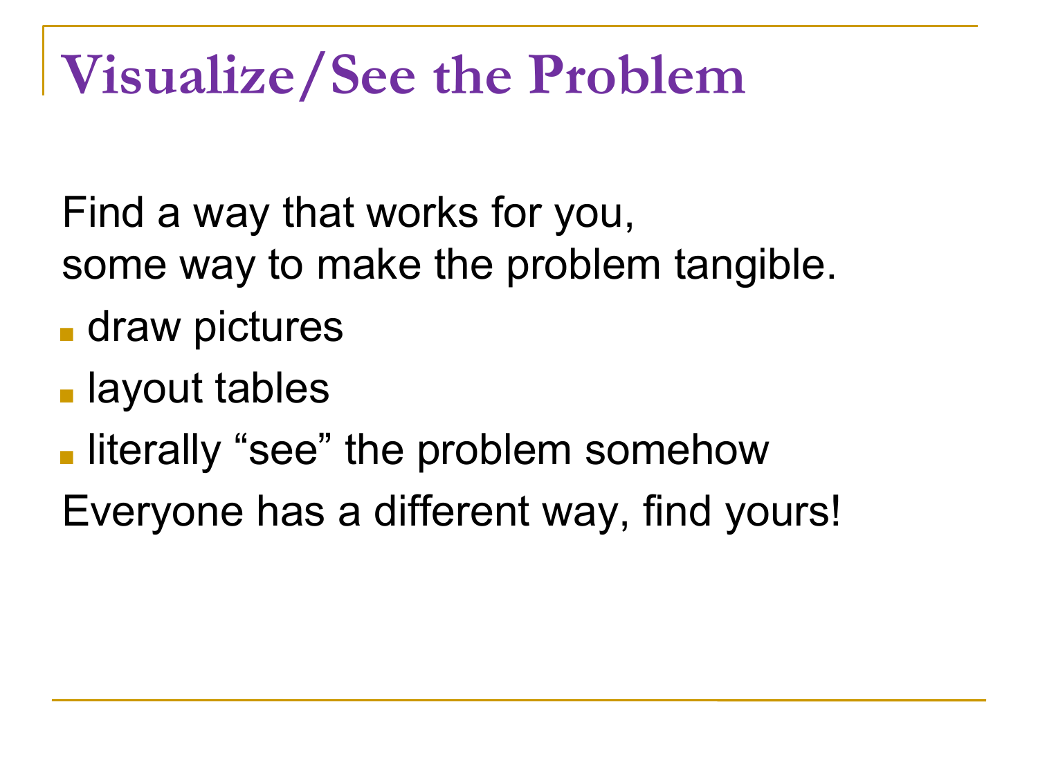# Visualize/See the Problem

Find a way that works for you,
some way to make the problem tangible.

- draw pictures
- layout tables
- literally "see" the problem somehow

Everyone has a different way, find yours!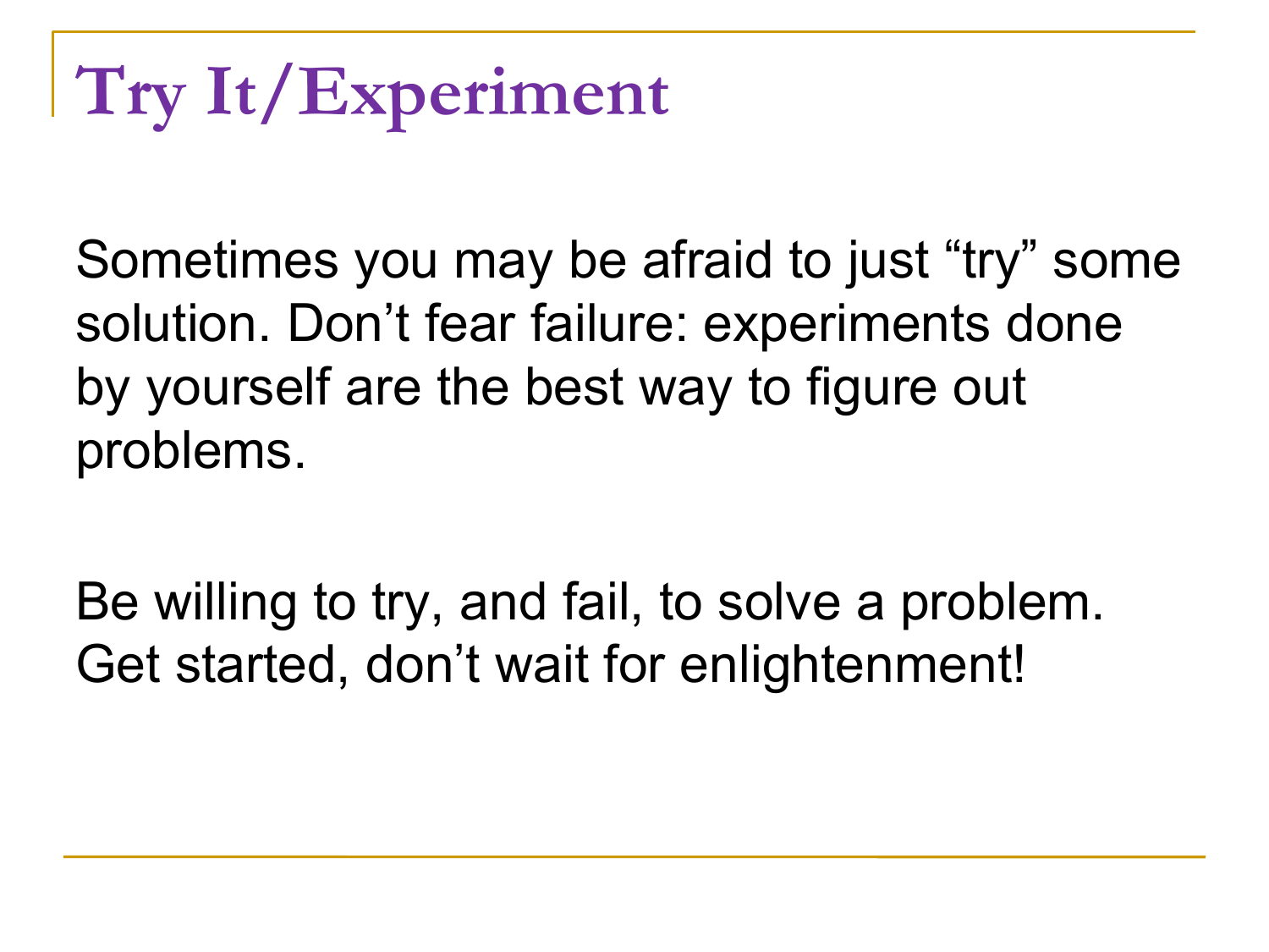# Try It/Experiment

Sometimes you may be afraid to just “try” some solution. Don’t fear failure: experiments done by yourself are the best way to figure out problems.

Be willing to try, and fail, to solve a problem. Get started, don’t wait for enlightenment!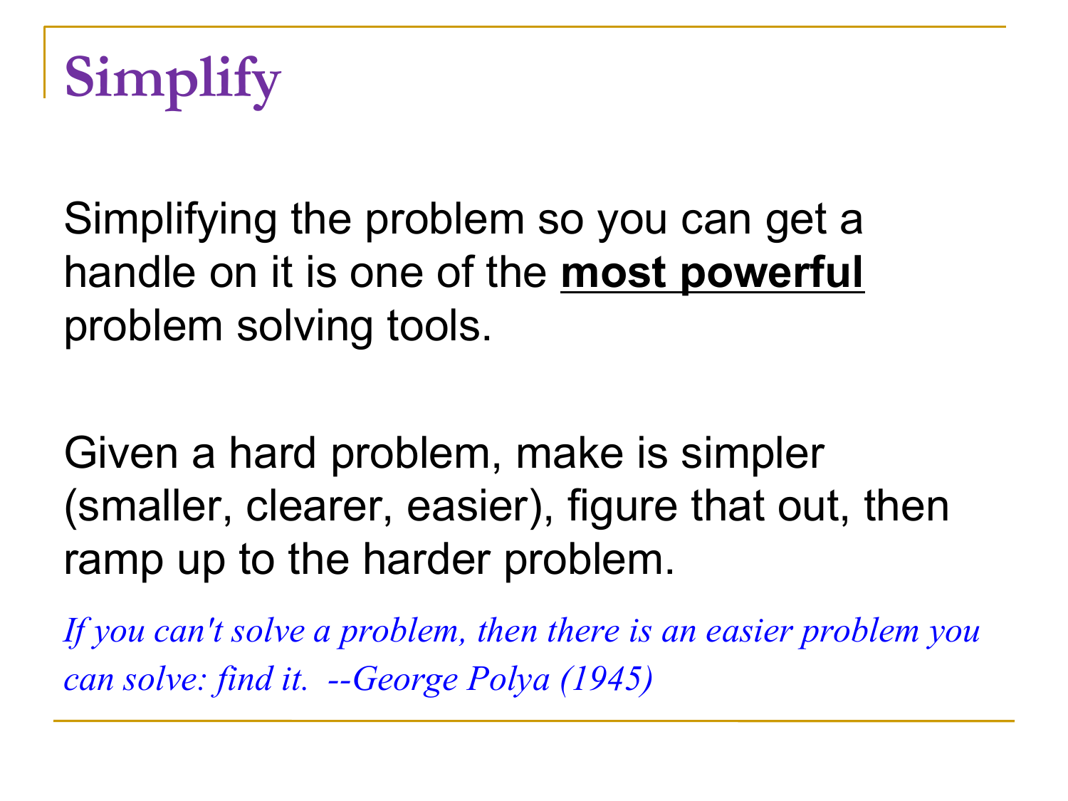# Simplify

Simplifying the problem so you can get a handle on it is one of the **most powerful** problem solving tools.

Given a hard problem, make is simpler (smaller, clearer, easier), figure that out, then ramp up to the harder problem.

*If you can't solve a problem, then there is an easier problem you can solve: find it. --George Polya (1945)*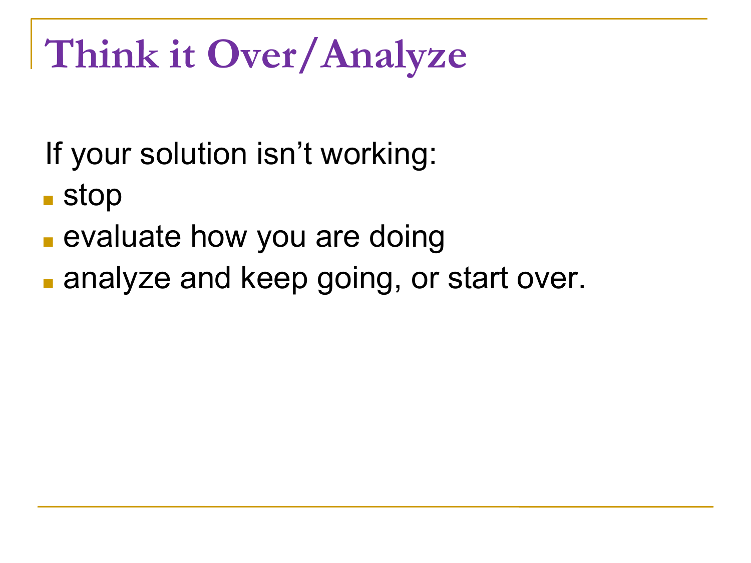# Think it Over/Analyze

If your solution isn't working:

- stop
- evaluate how you are doing
- analyze and keep going, or start over.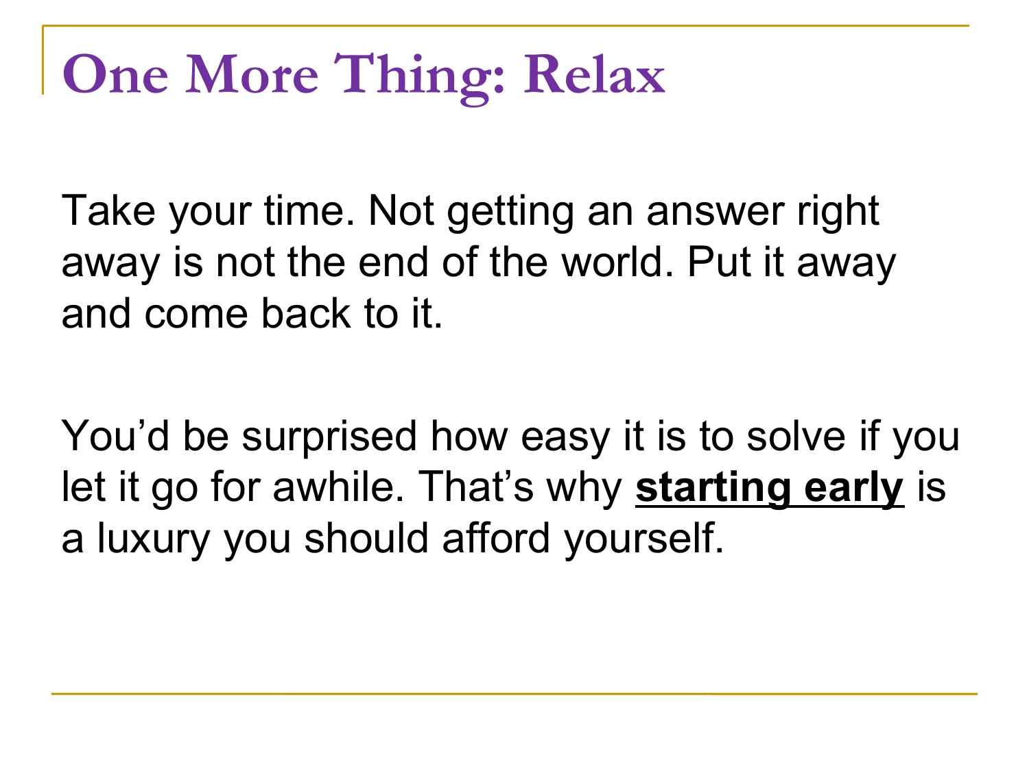# One More Thing: Relax

Take your time. Not getting an answer right away is not the end of the world. Put it away and come back to it.

You'd be surprised how easy it is to solve if you let it go for awhile. That's why <u>**starting early**</u> is a luxury you should afford yourself.